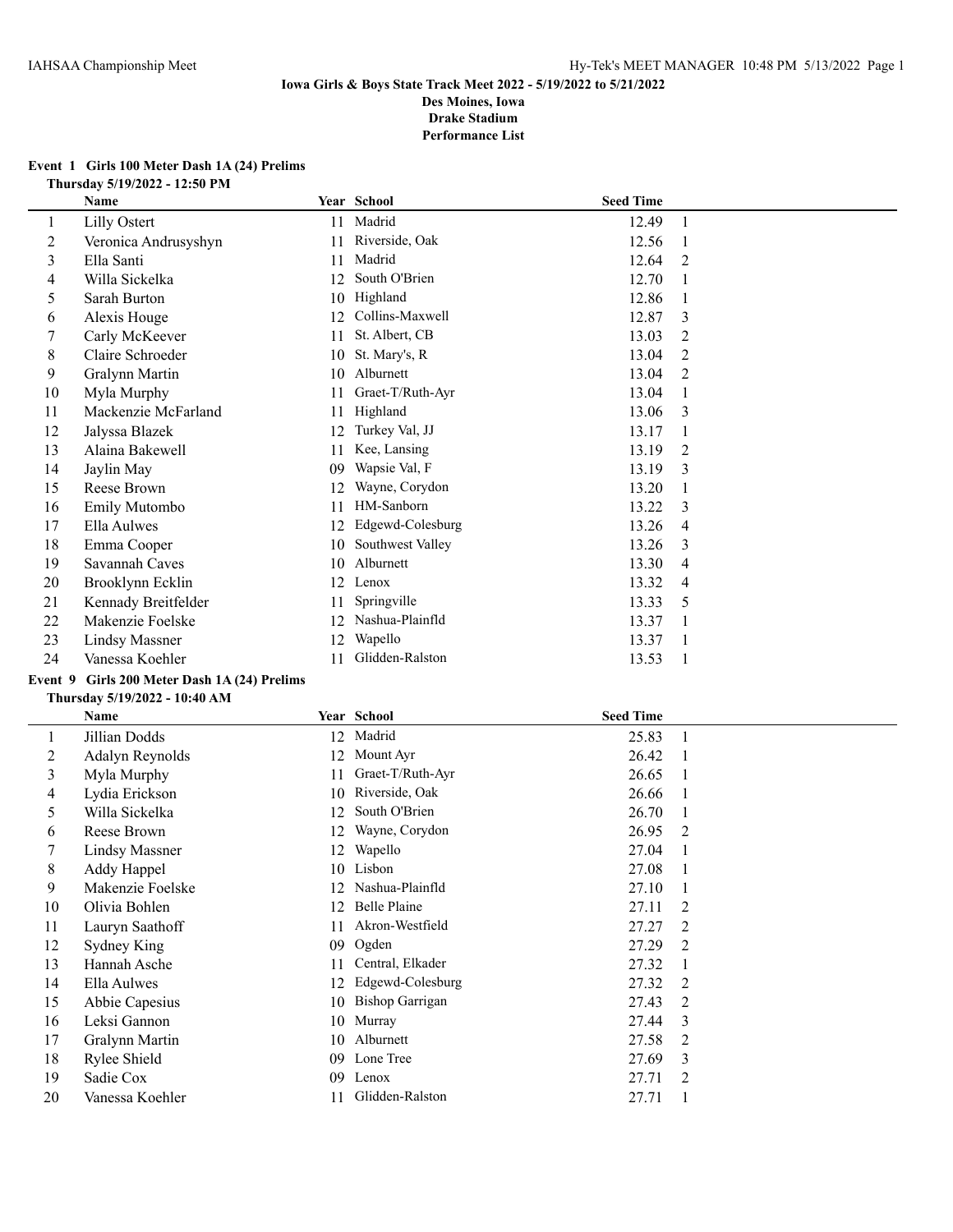**Iowa Girls & Boys State Track Meet 2022 - 5/19/2022 to 5/21/2022**
**Des Moines, Iowa**
**Drake Stadium**
**Performance List**

### Event 1 Girls 100 Meter Dash 1A (24) Prelims

**Thursday 5/19/2022 - 12:50 PM**

| | Name | Year | School | Seed Time | |
|---|---|---|---|---|---|
| 1 | Lilly Ostert | 11 | Madrid | 12.49 | 1 |
| 2 | Veronica Andrusyshyn | 11 | Riverside, Oak | 12.56 | 1 |
| 3 | Ella Santi | 11 | Madrid | 12.64 | 2 |
| 4 | Willa Sickelka | 12 | South O'Brien | 12.70 | 1 |
| 5 | Sarah Burton | 10 | Highland | 12.86 | 1 |
| 6 | Alexis Houge | 12 | Collins-Maxwell | 12.87 | 3 |
| 7 | Carly McKeever | 11 | St. Albert, CB | 13.03 | 2 |
| 8 | Claire Schroeder | 10 | St. Mary's, R | 13.04 | 2 |
| 9 | Gralynn Martin | 10 | Alburnett | 13.04 | 2 |
| 10 | Myla Murphy | 11 | Graet-T/Ruth-Ayr | 13.04 | 1 |
| 11 | Mackenzie McFarland | 11 | Highland | 13.06 | 3 |
| 12 | Jalyssa Blazek | 12 | Turkey Val, JJ | 13.17 | 1 |
| 13 | Alaina Bakewell | 11 | Kee, Lansing | 13.19 | 2 |
| 14 | Jaylin May | 09 | Wapsie Val, F | 13.19 | 3 |
| 15 | Reese Brown | 12 | Wayne, Corydon | 13.20 | 1 |
| 16 | Emily Mutombo | 11 | HM-Sanborn | 13.22 | 3 |
| 17 | Ella Aulwes | 12 | Edgewd-Colesburg | 13.26 | 4 |
| 18 | Emma Cooper | 10 | Southwest Valley | 13.26 | 3 |
| 19 | Savannah Caves | 10 | Alburnett | 13.30 | 4 |
| 20 | Brooklynn Ecklin | 12 | Lenox | 13.32 | 4 |
| 21 | Kennady Breitfelder | 11 | Springville | 13.33 | 5 |
| 22 | Makenzie Foelske | 12 | Nashua-Plainfld | 13.37 | 1 |
| 23 | Lindsy Massner | 12 | Wapello | 13.37 | 1 |
| 24 | Vanessa Koehler | 11 | Glidden-Ralston | 13.53 | 1 |

### Event 9 Girls 200 Meter Dash 1A (24) Prelims

**Thursday 5/19/2022 - 10:40 AM**

| | Name | Year | School | Seed Time | |
|---|---|---|---|---|---|
| 1 | Jillian Dodds | 12 | Madrid | 25.83 | 1 |
| 2 | Adalyn Reynolds | 12 | Mount Ayr | 26.42 | 1 |
| 3 | Myla Murphy | 11 | Graet-T/Ruth-Ayr | 26.65 | 1 |
| 4 | Lydia Erickson | 10 | Riverside, Oak | 26.66 | 1 |
| 5 | Willa Sickelka | 12 | South O'Brien | 26.70 | 1 |
| 6 | Reese Brown | 12 | Wayne, Corydon | 26.95 | 2 |
| 7 | Lindsy Massner | 12 | Wapello | 27.04 | 1 |
| 8 | Addy Happel | 10 | Lisbon | 27.08 | 1 |
| 9 | Makenzie Foelske | 12 | Nashua-Plainfld | 27.10 | 1 |
| 10 | Olivia Bohlen | 12 | Belle Plaine | 27.11 | 2 |
| 11 | Lauryn Saathoff | 11 | Akron-Westfield | 27.27 | 2 |
| 12 | Sydney King | 09 | Ogden | 27.29 | 2 |
| 13 | Hannah Asche | 11 | Central, Elkader | 27.32 | 1 |
| 14 | Ella Aulwes | 12 | Edgewd-Colesburg | 27.32 | 2 |
| 15 | Abbie Capesius | 10 | Bishop Garrigan | 27.43 | 2 |
| 16 | Leksi Gannon | 10 | Murray | 27.44 | 3 |
| 17 | Gralynn Martin | 10 | Alburnett | 27.58 | 2 |
| 18 | Rylee Shield | 09 | Lone Tree | 27.69 | 3 |
| 19 | Sadie Cox | 09 | Lenox | 27.71 | 2 |
| 20 | Vanessa Koehler | 11 | Glidden-Ralston | 27.71 | 1 |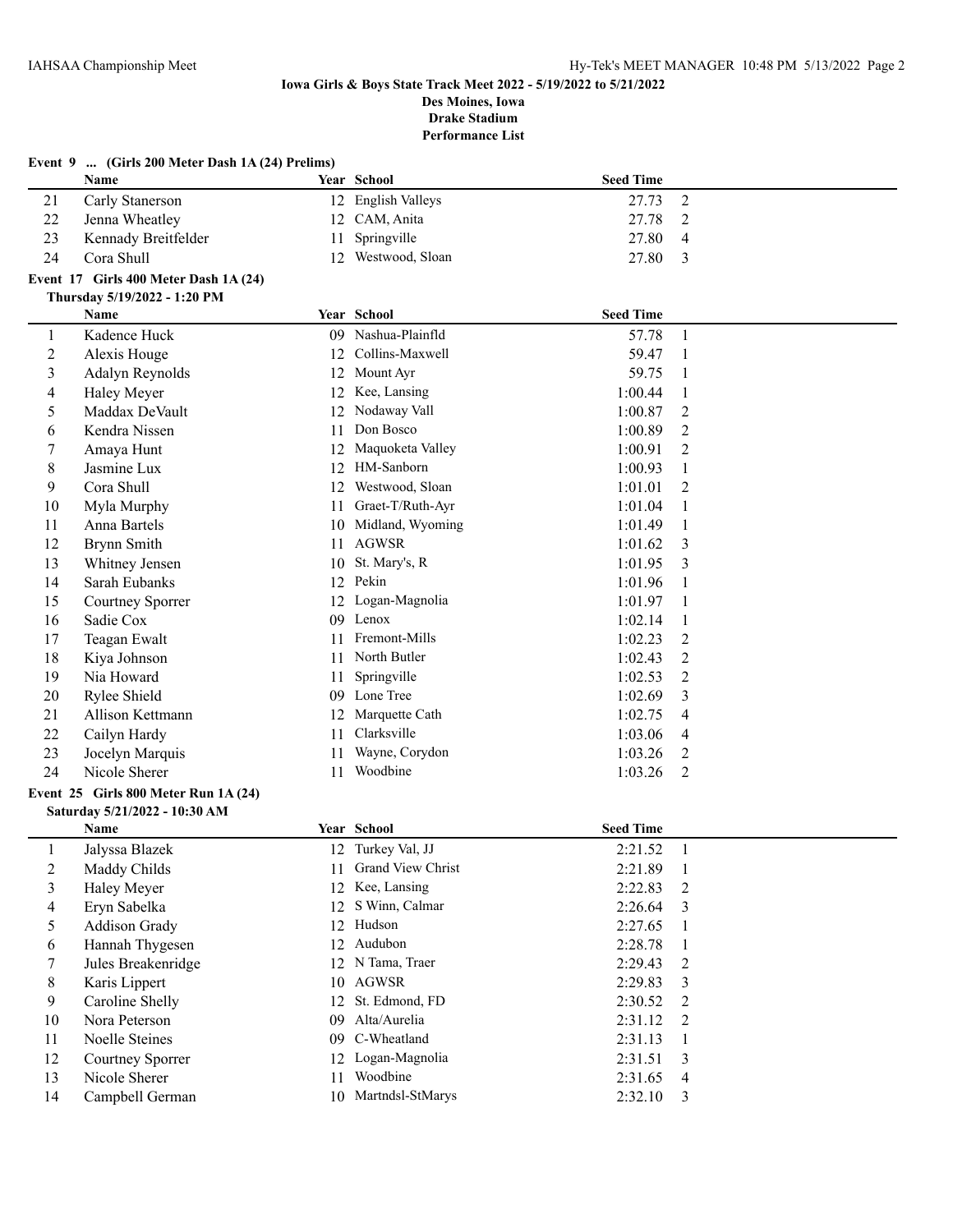**Iowa Girls & Boys State Track Meet 2022 - 5/19/2022 to 5/21/2022**
**Des Moines, Iowa**
**Drake Stadium**
**Performance List**

**Event 9 ... (Girls 200 Meter Dash 1A (24) Prelims)**

| | Name | Year | School | Seed Time | |
|---|---|---|---|---|---|
| 21 | Carly Stanerson | 12 | English Valleys | 27.73 | 2 |
| 22 | Jenna Wheatley | 12 | CAM, Anita | 27.78 | 2 |
| 23 | Kennady Breitfelder | 11 | Springville | 27.80 | 4 |
| 24 | Cora Shull | 12 | Westwood, Sloan | 27.80 | 3 |

**Event 17 Girls 400 Meter Dash 1A (24)**

**Thursday 5/19/2022 - 1:20 PM**

| | Name | Year | School | Seed Time | |
|---|---|---|---|---|---|
| 1 | Kadence Huck | 09 | Nashua-Plainfld | 57.78 | 1 |
| 2 | Alexis Houge | 12 | Collins-Maxwell | 59.47 | 1 |
| 3 | Adalyn Reynolds | 12 | Mount Ayr | 59.75 | 1 |
| 4 | Haley Meyer | 12 | Kee, Lansing | 1:00.44 | 1 |
| 5 | Maddax DeVault | 12 | Nodaway Vall | 1:00.87 | 2 |
| 6 | Kendra Nissen | 11 | Don Bosco | 1:00.89 | 2 |
| 7 | Amaya Hunt | 12 | Maquoketa Valley | 1:00.91 | 2 |
| 8 | Jasmine Lux | 12 | HM-Sanborn | 1:00.93 | 1 |
| 9 | Cora Shull | 12 | Westwood, Sloan | 1:01.01 | 2 |
| 10 | Myla Murphy | 11 | Graet-T/Ruth-Ayr | 1:01.04 | 1 |
| 11 | Anna Bartels | 10 | Midland, Wyoming | 1:01.49 | 1 |
| 12 | Brynn Smith | 11 | AGWSR | 1:01.62 | 3 |
| 13 | Whitney Jensen | 10 | St. Mary's, R | 1:01.95 | 3 |
| 14 | Sarah Eubanks | 12 | Pekin | 1:01.96 | 1 |
| 15 | Courtney Sporrer | 12 | Logan-Magnolia | 1:01.97 | 1 |
| 16 | Sadie Cox | 09 | Lenox | 1:02.14 | 1 |
| 17 | Teagan Ewalt | 11 | Fremont-Mills | 1:02.23 | 2 |
| 18 | Kiya Johnson | 11 | North Butler | 1:02.43 | 2 |
| 19 | Nia Howard | 11 | Springville | 1:02.53 | 2 |
| 20 | Rylee Shield | 09 | Lone Tree | 1:02.69 | 3 |
| 21 | Allison Kettmann | 12 | Marquette Cath | 1:02.75 | 4 |
| 22 | Cailyn Hardy | 11 | Clarksville | 1:03.06 | 4 |
| 23 | Jocelyn Marquis | 11 | Wayne, Corydon | 1:03.26 | 2 |
| 24 | Nicole Sherer | 11 | Woodbine | 1:03.26 | 2 |

**Event 25 Girls 800 Meter Run 1A (24)**

**Saturday 5/21/2022 - 10:30 AM**

| | Name | Year | School | Seed Time | |
|---|---|---|---|---|---|
| 1 | Jalyssa Blazek | 12 | Turkey Val, JJ | 2:21.52 | 1 |
| 2 | Maddy Childs | 11 | Grand View Christ | 2:21.89 | 1 |
| 3 | Haley Meyer | 12 | Kee, Lansing | 2:22.83 | 2 |
| 4 | Eryn Sabelka | 12 | S Winn, Calmar | 2:26.64 | 3 |
| 5 | Addison Grady | 12 | Hudson | 2:27.65 | 1 |
| 6 | Hannah Thygesen | 12 | Audubon | 2:28.78 | 1 |
| 7 | Jules Breakenridge | 12 | N Tama, Traer | 2:29.43 | 2 |
| 8 | Karis Lippert | 10 | AGWSR | 2:29.83 | 3 |
| 9 | Caroline Shelly | 12 | St. Edmond, FD | 2:30.52 | 2 |
| 10 | Nora Peterson | 09 | Alta/Aurelia | 2:31.12 | 2 |
| 11 | Noelle Steines | 09 | C-Wheatland | 2:31.13 | 1 |
| 12 | Courtney Sporrer | 12 | Logan-Magnolia | 2:31.51 | 3 |
| 13 | Nicole Sherer | 11 | Woodbine | 2:31.65 | 4 |
| 14 | Campbell German | 10 | Martndsl-StMarys | 2:32.10 | 3 |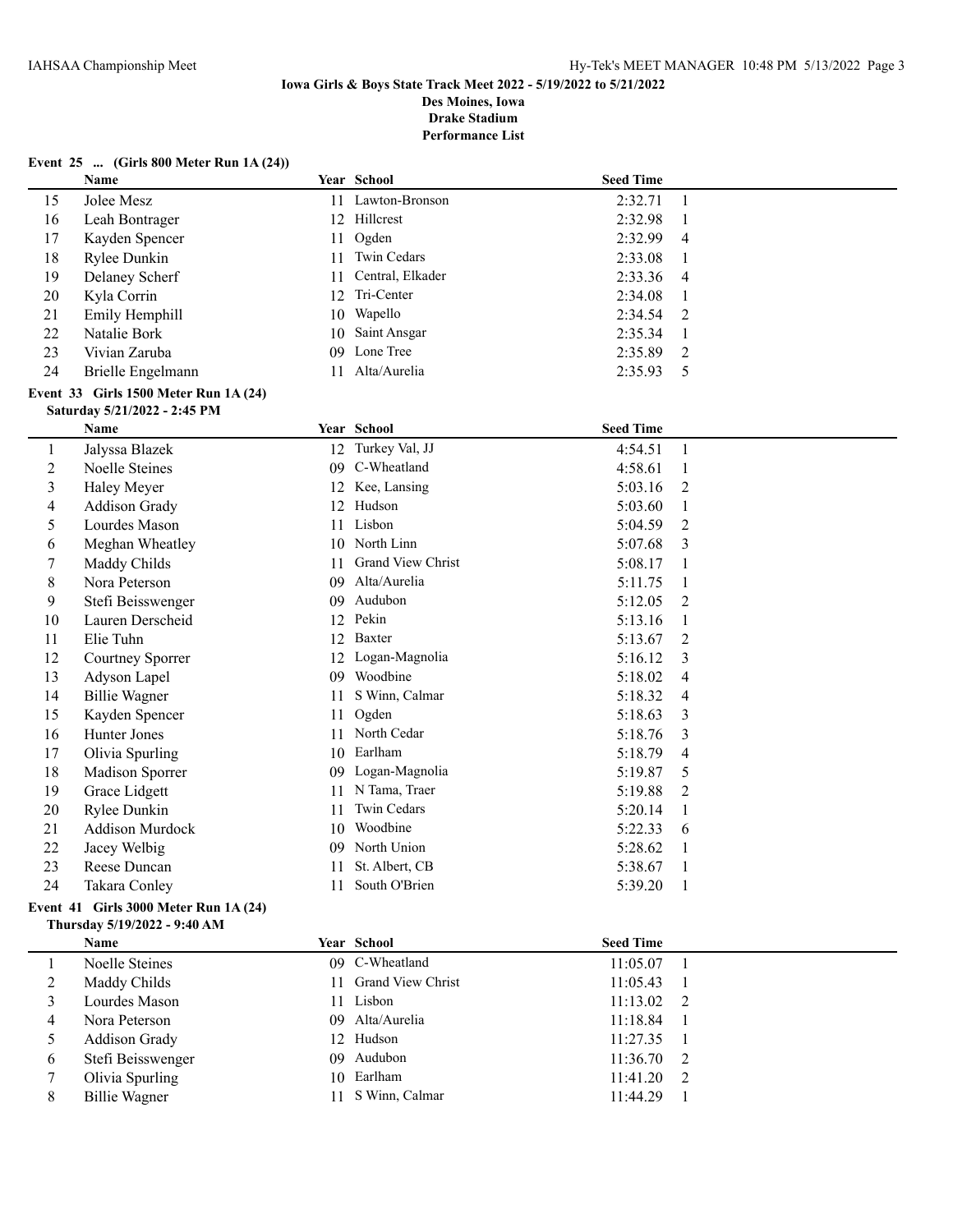**Iowa Girls & Boys State Track Meet 2022 - 5/19/2022 to 5/21/2022**
**Des Moines, Iowa**
**Drake Stadium**
**Performance List**

**Event 25 ... (Girls 800 Meter Run 1A (24))**

| | Name | Year | School | Seed Time | |
|---|---|---|---|---|---|
| 15 | Jolee Mesz | 11 | Lawton-Bronson | 2:32.71 | 1 |
| 16 | Leah Bontrager | 12 | Hillcrest | 2:32.98 | 1 |
| 17 | Kayden Spencer | 11 | Ogden | 2:32.99 | 4 |
| 18 | Rylee Dunkin | 11 | Twin Cedars | 2:33.08 | 1 |
| 19 | Delaney Scherf | 11 | Central, Elkader | 2:33.36 | 4 |
| 20 | Kyla Corrin | 12 | Tri-Center | 2:34.08 | 1 |
| 21 | Emily Hemphill | 10 | Wapello | 2:34.54 | 2 |
| 22 | Natalie Bork | 10 | Saint Ansgar | 2:35.34 | 1 |
| 23 | Vivian Zaruba | 09 | Lone Tree | 2:35.89 | 2 |
| 24 | Brielle Engelmann | 11 | Alta/Aurelia | 2:35.93 | 5 |

**Event 33 Girls 1500 Meter Run 1A (24)**
**Saturday 5/21/2022 - 2:45 PM**

| | Name | Year | School | Seed Time | |
|---|---|---|---|---|---|
| 1 | Jalyssa Blazek | 12 | Turkey Val, JJ | 4:54.51 | 1 |
| 2 | Noelle Steines | 09 | C-Wheatland | 4:58.61 | 1 |
| 3 | Haley Meyer | 12 | Kee, Lansing | 5:03.16 | 2 |
| 4 | Addison Grady | 12 | Hudson | 5:03.60 | 1 |
| 5 | Lourdes Mason | 11 | Lisbon | 5:04.59 | 2 |
| 6 | Meghan Wheatley | 10 | North Linn | 5:07.68 | 3 |
| 7 | Maddy Childs | 11 | Grand View Christ | 5:08.17 | 1 |
| 8 | Nora Peterson | 09 | Alta/Aurelia | 5:11.75 | 1 |
| 9 | Stefi Beisswenger | 09 | Audubon | 5:12.05 | 2 |
| 10 | Lauren Derscheid | 12 | Pekin | 5:13.16 | 1 |
| 11 | Elie Tuhn | 12 | Baxter | 5:13.67 | 2 |
| 12 | Courtney Sporrer | 12 | Logan-Magnolia | 5:16.12 | 3 |
| 13 | Adyson Lapel | 09 | Woodbine | 5:18.02 | 4 |
| 14 | Billie Wagner | 11 | S Winn, Calmar | 5:18.32 | 4 |
| 15 | Kayden Spencer | 11 | Ogden | 5:18.63 | 3 |
| 16 | Hunter Jones | 11 | North Cedar | 5:18.76 | 3 |
| 17 | Olivia Spurling | 10 | Earlham | 5:18.79 | 4 |
| 18 | Madison Sporrer | 09 | Logan-Magnolia | 5:19.87 | 5 |
| 19 | Grace Lidgett | 11 | N Tama, Traer | 5:19.88 | 2 |
| 20 | Rylee Dunkin | 11 | Twin Cedars | 5:20.14 | 1 |
| 21 | Addison Murdock | 10 | Woodbine | 5:22.33 | 6 |
| 22 | Jacey Welbig | 09 | North Union | 5:28.62 | 1 |
| 23 | Reese Duncan | 11 | St. Albert, CB | 5:38.67 | 1 |
| 24 | Takara Conley | 11 | South O'Brien | 5:39.20 | 1 |

**Event 41 Girls 3000 Meter Run 1A (24)**
**Thursday 5/19/2022 - 9:40 AM**

| | Name | Year | School | Seed Time | |
|---|---|---|---|---|---|
| 1 | Noelle Steines | 09 | C-Wheatland | 11:05.07 | 1 |
| 2 | Maddy Childs | 11 | Grand View Christ | 11:05.43 | 1 |
| 3 | Lourdes Mason | 11 | Lisbon | 11:13.02 | 2 |
| 4 | Nora Peterson | 09 | Alta/Aurelia | 11:18.84 | 1 |
| 5 | Addison Grady | 12 | Hudson | 11:27.35 | 1 |
| 6 | Stefi Beisswenger | 09 | Audubon | 11:36.70 | 2 |
| 7 | Olivia Spurling | 10 | Earlham | 11:41.20 | 2 |
| 8 | Billie Wagner | 11 | S Winn, Calmar | 11:44.29 | 1 |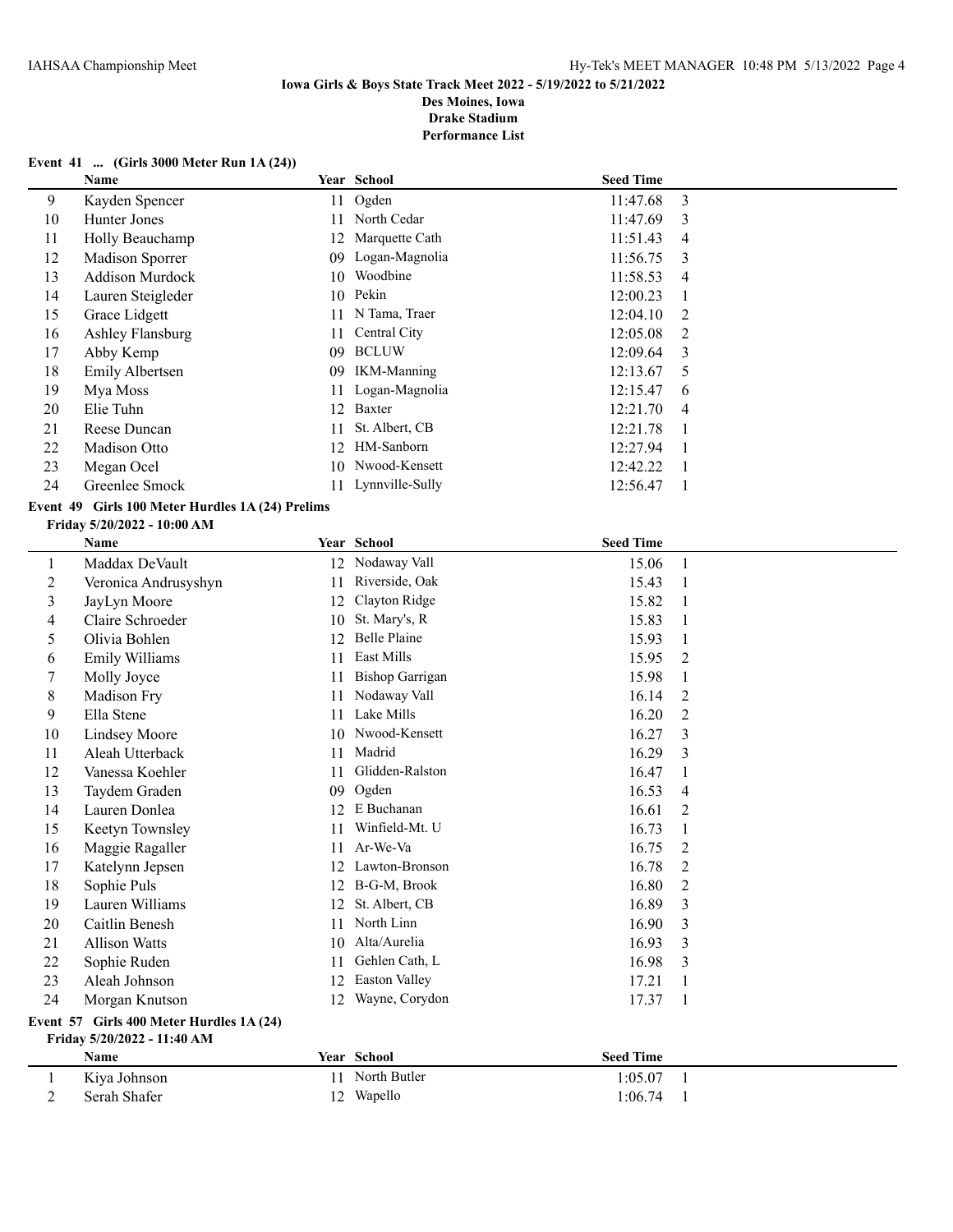**Iowa Girls & Boys State Track Meet 2022 - 5/19/2022 to 5/21/2022**
**Des Moines, Iowa**
**Drake Stadium**
**Performance List**

**Event 41 ... (Girls 3000 Meter Run 1A (24))**

| | Name | Year | School | Seed Time | |
|---|---|---|---|---|---|
| 9 | Kayden Spencer | 11 | Ogden | 11:47.68 | 3 |
| 10 | Hunter Jones | 11 | North Cedar | 11:47.69 | 3 |
| 11 | Holly Beauchamp | 12 | Marquette Cath | 11:51.43 | 4 |
| 12 | Madison Sporrer | 09 | Logan-Magnolia | 11:56.75 | 3 |
| 13 | Addison Murdock | 10 | Woodbine | 11:58.53 | 4 |
| 14 | Lauren Steigleder | 10 | Pekin | 12:00.23 | 1 |
| 15 | Grace Lidgett | 11 | N Tama, Traer | 12:04.10 | 2 |
| 16 | Ashley Flansburg | 11 | Central City | 12:05.08 | 2 |
| 17 | Abby Kemp | 09 | BCLUW | 12:09.64 | 3 |
| 18 | Emily Albertsen | 09 | IKM-Manning | 12:13.67 | 5 |
| 19 | Mya Moss | 11 | Logan-Magnolia | 12:15.47 | 6 |
| 20 | Elie Tuhn | 12 | Baxter | 12:21.70 | 4 |
| 21 | Reese Duncan | 11 | St. Albert, CB | 12:21.78 | 1 |
| 22 | Madison Otto | 12 | HM-Sanborn | 12:27.94 | 1 |
| 23 | Megan Ocel | 10 | Nwood-Kensett | 12:42.22 | 1 |
| 24 | Greenlee Smock | 11 | Lynnville-Sully | 12:56.47 | 1 |

**Event 49 Girls 100 Meter Hurdles 1A (24) Prelims**
**Friday 5/20/2022 - 10:00 AM**

| | Name | Year | School | Seed Time | |
|---|---|---|---|---|---|
| 1 | Maddax DeVault | 12 | Nodaway Vall | 15.06 | 1 |
| 2 | Veronica Andrusyshyn | 11 | Riverside, Oak | 15.43 | 1 |
| 3 | JayLyn Moore | 12 | Clayton Ridge | 15.82 | 1 |
| 4 | Claire Schroeder | 10 | St. Mary's, R | 15.83 | 1 |
| 5 | Olivia Bohlen | 12 | Belle Plaine | 15.93 | 1 |
| 6 | Emily Williams | 11 | East Mills | 15.95 | 2 |
| 7 | Molly Joyce | 11 | Bishop Garrigan | 15.98 | 1 |
| 8 | Madison Fry | 11 | Nodaway Vall | 16.14 | 2 |
| 9 | Ella Stene | 11 | Lake Mills | 16.20 | 2 |
| 10 | Lindsey Moore | 10 | Nwood-Kensett | 16.27 | 3 |
| 11 | Aleah Utterback | 11 | Madrid | 16.29 | 3 |
| 12 | Vanessa Koehler | 11 | Glidden-Ralston | 16.47 | 1 |
| 13 | Taydem Graden | 09 | Ogden | 16.53 | 4 |
| 14 | Lauren Donlea | 12 | E Buchanan | 16.61 | 2 |
| 15 | Keetyn Townsley | 11 | Winfield-Mt. U | 16.73 | 1 |
| 16 | Maggie Ragaller | 11 | Ar-We-Va | 16.75 | 2 |
| 17 | Katelynn Jepsen | 12 | Lawton-Bronson | 16.78 | 2 |
| 18 | Sophie Puls | 12 | B-G-M, Brook | 16.80 | 2 |
| 19 | Lauren Williams | 12 | St. Albert, CB | 16.89 | 3 |
| 20 | Caitlin Benesh | 11 | North Linn | 16.90 | 3 |
| 21 | Allison Watts | 10 | Alta/Aurelia | 16.93 | 3 |
| 22 | Sophie Ruden | 11 | Gehlen Cath, L | 16.98 | 3 |
| 23 | Aleah Johnson | 12 | Easton Valley | 17.21 | 1 |
| 24 | Morgan Knutson | 12 | Wayne, Corydon | 17.37 | 1 |

**Event 57 Girls 400 Meter Hurdles 1A (24)**
**Friday 5/20/2022 - 11:40 AM**

| | Name | Year | School | Seed Time | |
|---|---|---|---|---|---|
| 1 | Kiya Johnson | 11 | North Butler | 1:05.07 | 1 |
| 2 | Serah Shafer | 12 | Wapello | 1:06.74 | 1 |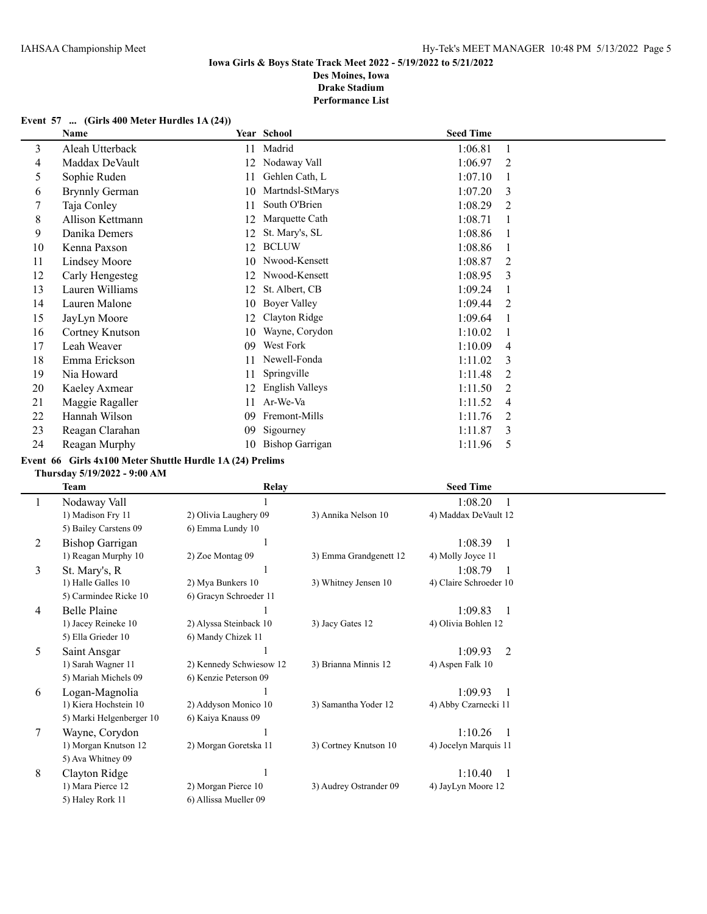**Iowa Girls & Boys State Track Meet 2022 - 5/19/2022 to 5/21/2022**

**Des Moines, Iowa**

**Drake Stadium**

**Performance List**

**Event 57 ... (Girls 400 Meter Hurdles 1A (24))**

| | Name | Year | School | Seed Time | |
|---|---|---|---|---|---|
| 3 | Aleah Utterback | 11 | Madrid | 1:06.81 | 1 |
| 4 | Maddax DeVault | 12 | Nodaway Vall | 1:06.97 | 2 |
| 5 | Sophie Ruden | 11 | Gehlen Cath, L | 1:07.10 | 1 |
| 6 | Brynnly German | 10 | Martndsl-StMarys | 1:07.20 | 3 |
| 7 | Taja Conley | 11 | South O'Brien | 1:08.29 | 2 |
| 8 | Allison Kettmann | 12 | Marquette Cath | 1:08.71 | 1 |
| 9 | Danika Demers | 12 | St. Mary's, SL | 1:08.86 | 1 |
| 10 | Kenna Paxson | 12 | BCLUW | 1:08.86 | 1 |
| 11 | Lindsey Moore | 10 | Nwood-Kensett | 1:08.87 | 2 |
| 12 | Carly Hengesteg | 12 | Nwood-Kensett | 1:08.95 | 3 |
| 13 | Lauren Williams | 12 | St. Albert, CB | 1:09.24 | 1 |
| 14 | Lauren Malone | 10 | Boyer Valley | 1:09.44 | 2 |
| 15 | JayLyn Moore | 12 | Clayton Ridge | 1:09.64 | 1 |
| 16 | Cortney Knutson | 10 | Wayne, Corydon | 1:10.02 | 1 |
| 17 | Leah Weaver | 09 | West Fork | 1:10.09 | 4 |
| 18 | Emma Erickson | 11 | Newell-Fonda | 1:11.02 | 3 |
| 19 | Nia Howard | 11 | Springville | 1:11.48 | 2 |
| 20 | Kaeley Axmear | 12 | English Valleys | 1:11.50 | 2 |
| 21 | Maggie Ragaller | 11 | Ar-We-Va | 1:11.52 | 4 |
| 22 | Hannah Wilson | 09 | Fremont-Mills | 1:11.76 | 2 |
| 23 | Reagan Clarahan | 09 | Sigourney | 1:11.87 | 3 |
| 24 | Reagan Murphy | 10 | Bishop Garrigan | 1:11.96 | 5 |

**Event 66 Girls 4x100 Meter Shuttle Hurdle 1A (24) Prelims**

**Thursday 5/19/2022 - 9:00 AM**

| | Team | Relay | | Seed Time | |
|---|---|---|---|---|---|
| 1 | Nodaway Vall | 1 | | 1:08.20 | 1 |
| | 1) Madison Fry 11 | 2) Olivia Laughery 09 | 3) Annika Nelson 10 | 4) Maddax DeVault 12 | |
| | 5) Bailey Carstens 09 | 6) Emma Lundy 10 | | | |
| 2 | Bishop Garrigan | 1 | | 1:08.39 | 1 |
| | 1) Reagan Murphy 10 | 2) Zoe Montag 09 | 3) Emma Grandgenett 12 | 4) Molly Joyce 11 | |
| 3 | St. Mary's, R | 1 | | 1:08.79 | 1 |
| | 1) Halle Galles 10 | 2) Mya Bunkers 10 | 3) Whitney Jensen 10 | 4) Claire Schroeder 10 | |
| | 5) Carmindee Ricke 10 | 6) Gracyn Schroeder 11 | | | |
| 4 | Belle Plaine | 1 | | 1:09.83 | 1 |
| | 1) Jacey Reineke 10 | 2) Alyssa Steinback 10 | 3) Jacy Gates 12 | 4) Olivia Bohlen 12 | |
| | 5) Ella Grieder 10 | 6) Mandy Chizek 11 | | | |
| 5 | Saint Ansgar | 1 | | 1:09.93 | 2 |
| | 1) Sarah Wagner 11 | 2) Kennedy Schwiesow 12 | 3) Brianna Minnis 12 | 4) Aspen Falk 10 | |
| | 5) Mariah Michels 09 | 6) Kenzie Peterson 09 | | | |
| 6 | Logan-Magnolia | 1 | | 1:09.93 | 1 |
| | 1) Kiera Hochstein 10 | 2) Addyson Monico 10 | 3) Samantha Yoder 12 | 4) Abby Czarnecki 11 | |
| | 5) Marki Helgenberger 10 | 6) Kaiya Knauss 09 | | | |
| 7 | Wayne, Corydon | 1 | | 1:10.26 | 1 |
| | 1) Morgan Knutson 12 | 2) Morgan Goretska 11 | 3) Cortney Knutson 10 | 4) Jocelyn Marquis 11 | |
| | 5) Ava Whitney 09 | | | | |
| 8 | Clayton Ridge | 1 | | 1:10.40 | 1 |
| | 1) Mara Pierce 12 | 2) Morgan Pierce 10 | 3) Audrey Ostrander 09 | 4) JayLyn Moore 12 | |
| | 5) Haley Rork 11 | 6) Allissa Mueller 09 | | | |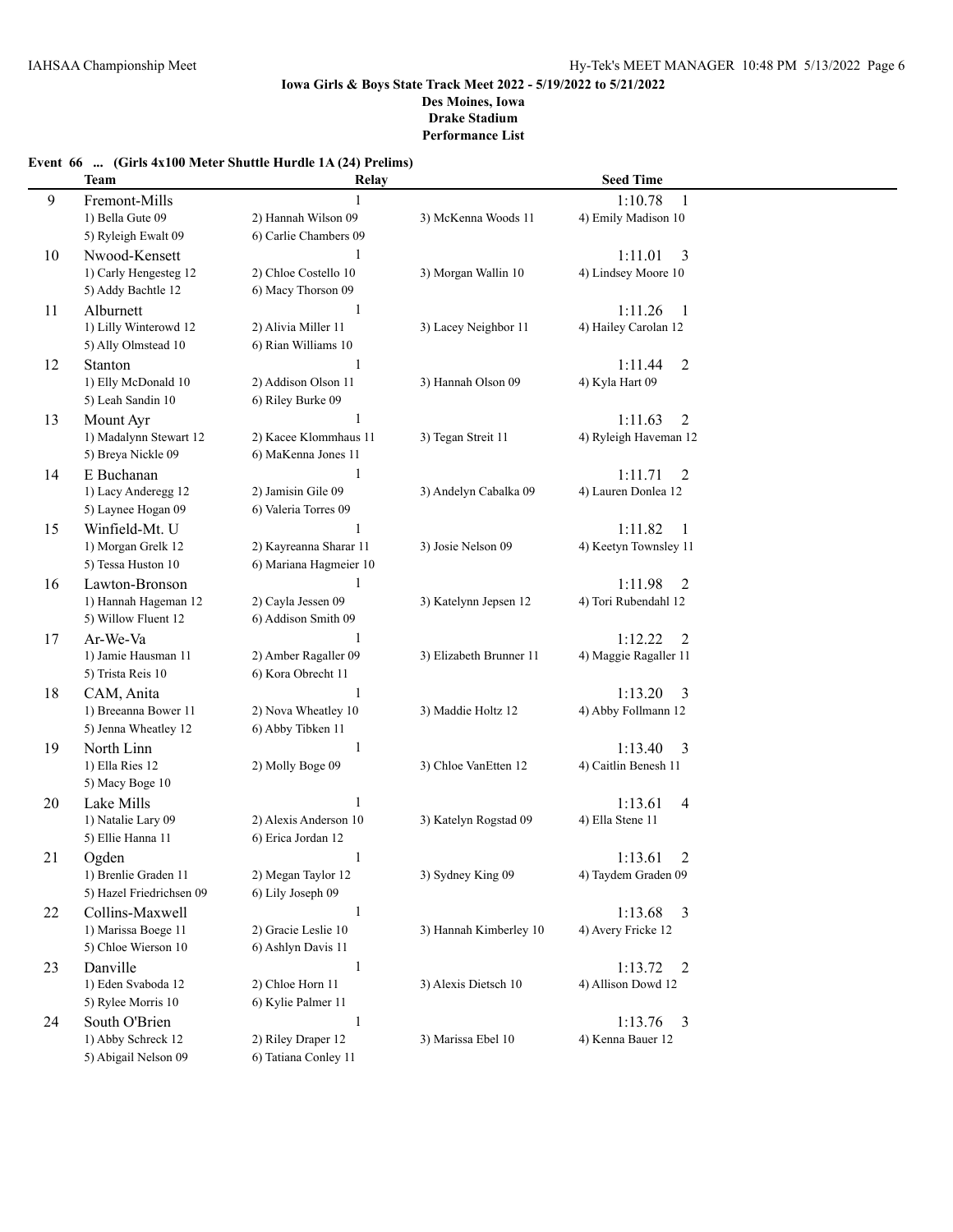**Iowa Girls & Boys State Track Meet 2022 - 5/19/2022 to 5/21/2022**
**Des Moines, Iowa**
**Drake Stadium**
**Performance List**

### Event 66 ... (Girls 4x100 Meter Shuttle Hurdle 1A (24) Prelims)

| | Team | Relay | | Seed Time |
|---|---|---|---|---|
| 9 | Fremont-Mills | 1 | | 1:10.78 1 |
| | 1) Bella Gute 09 | 2) Hannah Wilson 09 | 3) McKenna Woods 11 | 4) Emily Madison 10 |
| | 5) Ryleigh Ewalt 09 | 6) Carlie Chambers 09 | | |
| 10 | Nwood-Kensett | 1 | | 1:11.01 3 |
| | 1) Carly Hengesteg 12 | 2) Chloe Costello 10 | 3) Morgan Wallin 10 | 4) Lindsey Moore 10 |
| | 5) Addy Bachtle 12 | 6) Macy Thorson 09 | | |
| 11 | Alburnett | 1 | | 1:11.26 1 |
| | 1) Lilly Winterowd 12 | 2) Alivia Miller 11 | 3) Lacey Neighbor 11 | 4) Hailey Carolan 12 |
| | 5) Ally Olmstead 10 | 6) Rian Williams 10 | | |
| 12 | Stanton | 1 | | 1:11.44 2 |
| | 1) Elly McDonald 10 | 2) Addison Olson 11 | 3) Hannah Olson 09 | 4) Kyla Hart 09 |
| | 5) Leah Sandin 10 | 6) Riley Burke 09 | | |
| 13 | Mount Ayr | 1 | | 1:11.63 2 |
| | 1) Madalynn Stewart 12 | 2) Kacee Klommhaus 11 | 3) Tegan Streit 11 | 4) Ryleigh Haveman 12 |
| | 5) Breya Nickle 09 | 6) MaKenna Jones 11 | | |
| 14 | E Buchanan | 1 | | 1:11.71 2 |
| | 1) Lacy Anderegg 12 | 2) Jamisin Gile 09 | 3) Andelyn Cabalka 09 | 4) Lauren Donlea 12 |
| | 5) Laynee Hogan 09 | 6) Valeria Torres 09 | | |
| 15 | Winfield-Mt. U | 1 | | 1:11.82 1 |
| | 1) Morgan Grelk 12 | 2) Kayreanna Sharar 11 | 3) Josie Nelson 09 | 4) Keetyn Townsley 11 |
| | 5) Tessa Huston 10 | 6) Mariana Hagmeier 10 | | |
| 16 | Lawton-Bronson | 1 | | 1:11.98 2 |
| | 1) Hannah Hageman 12 | 2) Cayla Jessen 09 | 3) Katelynn Jepsen 12 | 4) Tori Rubendahl 12 |
| | 5) Willow Fluent 12 | 6) Addison Smith 09 | | |
| 17 | Ar-We-Va | 1 | | 1:12.22 2 |
| | 1) Jamie Hausman 11 | 2) Amber Ragaller 09 | 3) Elizabeth Brunner 11 | 4) Maggie Ragaller 11 |
| | 5) Trista Reis 10 | 6) Kora Obrecht 11 | | |
| 18 | CAM, Anita | 1 | | 1:13.20 3 |
| | 1) Breeanna Bower 11 | 2) Nova Wheatley 10 | 3) Maddie Holtz 12 | 4) Abby Follmann 12 |
| | 5) Jenna Wheatley 12 | 6) Abby Tibken 11 | | |
| 19 | North Linn | 1 | | 1:13.40 3 |
| | 1) Ella Ries 12 | 2) Molly Boge 09 | 3) Chloe VanEtten 12 | 4) Caitlin Benesh 11 |
| | 5) Macy Boge 10 | | | |
| 20 | Lake Mills | 1 | | 1:13.61 4 |
| | 1) Natalie Lary 09 | 2) Alexis Anderson 10 | 3) Katelyn Rogstad 09 | 4) Ella Stene 11 |
| | 5) Ellie Hanna 11 | 6) Erica Jordan 12 | | |
| 21 | Ogden | 1 | | 1:13.61 2 |
| | 1) Brenlie Graden 11 | 2) Megan Taylor 12 | 3) Sydney King 09 | 4) Taydem Graden 09 |
| | 5) Hazel Friedrichsen 09 | 6) Lily Joseph 09 | | |
| 22 | Collins-Maxwell | 1 | | 1:13.68 3 |
| | 1) Marissa Boege 11 | 2) Gracie Leslie 10 | 3) Hannah Kimberley 10 | 4) Avery Fricke 12 |
| | 5) Chloe Wierson 10 | 6) Ashlyn Davis 11 | | |
| 23 | Danville | 1 | | 1:13.72 2 |
| | 1) Eden Svaboda 12 | 2) Chloe Horn 11 | 3) Alexis Dietsch 10 | 4) Allison Dowd 12 |
| | 5) Rylee Morris 10 | 6) Kylie Palmer 11 | | |
| 24 | South O'Brien | 1 | | 1:13.76 3 |
| | 1) Abby Schreck 12 | 2) Riley Draper 12 | 3) Marissa Ebel 10 | 4) Kenna Bauer 12 |
| | 5) Abigail Nelson 09 | 6) Tatiana Conley 11 | | |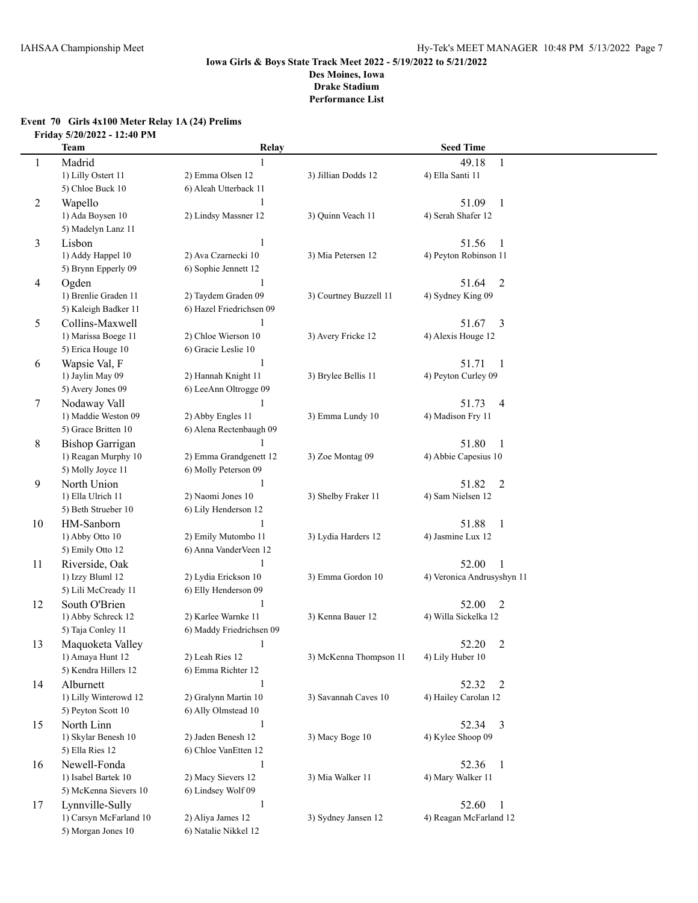**Iowa Girls & Boys State Track Meet 2022 - 5/19/2022 to 5/21/2022**
**Des Moines, Iowa**
**Drake Stadium**
**Performance List**

### Event 70 Girls 4x100 Meter Relay 1A (24) Prelims

**Friday 5/20/2022 - 12:40 PM**

| | Team | Relay | | Seed Time |
|---|---|---|---|---|
| 1 | Madrid | 1 | | 49.18 1 |
| | 1) Lilly Ostert 11 | 2) Emma Olsen 12 | 3) Jillian Dodds 12 | 4) Ella Santi 11 |
| | 5) Chloe Buck 10 | 6) Aleah Utterback 11 | | |
| 2 | Wapello | 1 | | 51.09 1 |
| | 1) Ada Boysen 10 | 2) Lindsy Massner 12 | 3) Quinn Veach 11 | 4) Serah Shafer 12 |
| | 5) Madelyn Lanz 11 | | | |
| 3 | Lisbon | 1 | | 51.56 1 |
| | 1) Addy Happel 10 | 2) Ava Czarnecki 10 | 3) Mia Petersen 12 | 4) Peyton Robinson 11 |
| | 5) Brynn Epperly 09 | 6) Sophie Jennett 12 | | |
| 4 | Ogden | 1 | | 51.64 2 |
| | 1) Brenlie Graden 11 | 2) Taydem Graden 09 | 3) Courtney Buzzell 11 | 4) Sydney King 09 |
| | 5) Kaleigh Badker 11 | 6) Hazel Friedrichsen 09 | | |
| 5 | Collins-Maxwell | 1 | | 51.67 3 |
| | 1) Marissa Boege 11 | 2) Chloe Wierson 10 | 3) Avery Fricke 12 | 4) Alexis Houge 12 |
| | 5) Erica Houge 10 | 6) Gracie Leslie 10 | | |
| 6 | Wapsie Val, F | 1 | | 51.71 1 |
| | 1) Jaylin May 09 | 2) Hannah Knight 11 | 3) Brylee Bellis 11 | 4) Peyton Curley 09 |
| | 5) Avery Jones 09 | 6) LeeAnn Oltrogge 09 | | |
| 7 | Nodaway Vall | 1 | | 51.73 4 |
| | 1) Maddie Weston 09 | 2) Abby Engles 11 | 3) Emma Lundy 10 | 4) Madison Fry 11 |
| | 5) Grace Britten 10 | 6) Alena Rectenbaugh 09 | | |
| 8 | Bishop Garrigan | 1 | | 51.80 1 |
| | 1) Reagan Murphy 10 | 2) Emma Grandgenett 12 | 3) Zoe Montag 09 | 4) Abbie Capesius 10 |
| | 5) Molly Joyce 11 | 6) Molly Peterson 09 | | |
| 9 | North Union | 1 | | 51.82 2 |
| | 1) Ella Ulrich 11 | 2) Naomi Jones 10 | 3) Shelby Fraker 11 | 4) Sam Nielsen 12 |
| | 5) Beth Strueber 10 | 6) Lily Henderson 12 | | |
| 10 | HM-Sanborn | 1 | | 51.88 1 |
| | 1) Abby Otto 10 | 2) Emily Mutombo 11 | 3) Lydia Harders 12 | 4) Jasmine Lux 12 |
| | 5) Emily Otto 12 | 6) Anna VanderVeen 12 | | |
| 11 | Riverside, Oak | 1 | | 52.00 1 |
| | 1) Izzy Bluml 12 | 2) Lydia Erickson 10 | 3) Emma Gordon 10 | 4) Veronica Andrusyshyn 11 |
| | 5) Lili McCready 11 | 6) Elly Henderson 09 | | |
| 12 | South O'Brien | 1 | | 52.00 2 |
| | 1) Abby Schreck 12 | 2) Karlee Warnke 11 | 3) Kenna Bauer 12 | 4) Willa Sickelka 12 |
| | 5) Taja Conley 11 | 6) Maddy Friedrichsen 09 | | |
| 13 | Maquoketa Valley | 1 | | 52.20 2 |
| | 1) Amaya Hunt 12 | 2) Leah Ries 12 | 3) McKenna Thompson 11 | 4) Lily Huber 10 |
| | 5) Kendra Hillers 12 | 6) Emma Richter 12 | | |
| 14 | Alburnett | 1 | | 52.32 2 |
| | 1) Lilly Winterowd 12 | 2) Gralynn Martin 10 | 3) Savannah Caves 10 | 4) Hailey Carolan 12 |
| | 5) Peyton Scott 10 | 6) Ally Olmstead 10 | | |
| 15 | North Linn | 1 | | 52.34 3 |
| | 1) Skylar Benesh 10 | 2) Jaden Benesh 12 | 3) Macy Boge 10 | 4) Kylee Shoop 09 |
| | 5) Ella Ries 12 | 6) Chloe VanEtten 12 | | |
| 16 | Newell-Fonda | 1 | | 52.36 1 |
| | 1) Isabel Bartek 10 | 2) Macy Sievers 12 | 3) Mia Walker 11 | 4) Mary Walker 11 |
| | 5) McKenna Sievers 10 | 6) Lindsey Wolf 09 | | |
| 17 | Lynnville-Sully | 1 | | 52.60 1 |
| | 1) Carsyn McFarland 10 | 2) Aliya James 12 | 3) Sydney Jansen 12 | 4) Reagan McFarland 12 |
| | 5) Morgan Jones 10 | 6) Natalie Nikkel 12 | | |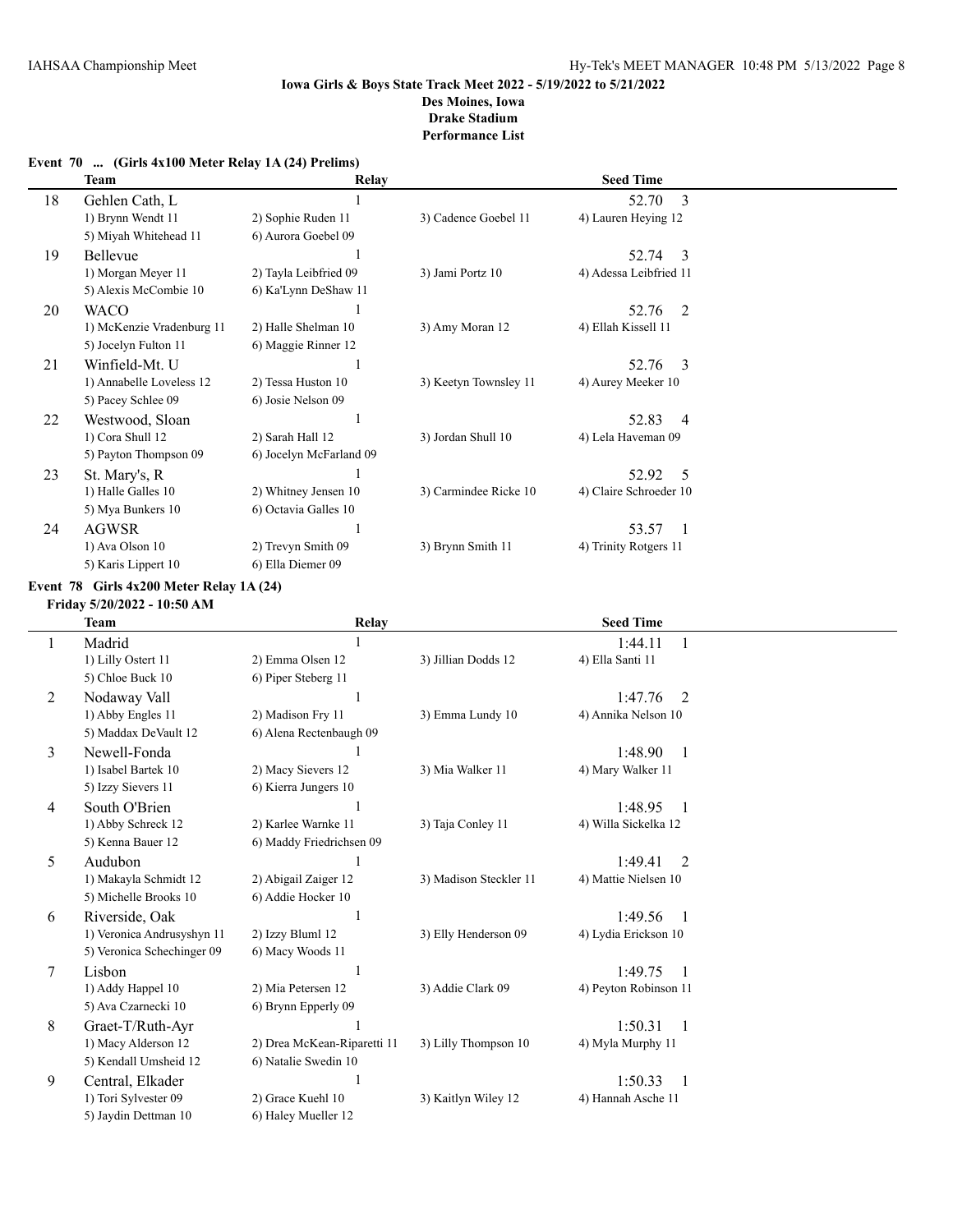## Iowa Girls & Boys State Track Meet 2022 - 5/19/2022 to 5/21/2022

**Des Moines, Iowa**
**Drake Stadium**
**Performance List**

### Event 70 ... (Girls 4x100 Meter Relay 1A (24) Prelims)

| | Team | Relay | | Seed Time |
|---|---|---|---|---|
| 18 | Gehlen Cath, L | 1 | | 52.70 3 |
| | 1) Brynn Wendt 11 | 2) Sophie Ruden 11 | 3) Cadence Goebel 11 | 4) Lauren Heying 12 |
| | 5) Miyah Whitehead 11 | 6) Aurora Goebel 09 | | |
| 19 | Bellevue | 1 | | 52.74 3 |
| | 1) Morgan Meyer 11 | 2) Tayla Leibfried 09 | 3) Jami Portz 10 | 4) Adessa Leibfried 11 |
| | 5) Alexis McCombie 10 | 6) Ka'Lynn DeShaw 11 | | |
| 20 | WACO | 1 | | 52.76 2 |
| | 1) McKenzie Vradenburg 11 | 2) Halle Shelman 10 | 3) Amy Moran 12 | 4) Ellah Kissell 11 |
| | 5) Jocelyn Fulton 11 | 6) Maggie Rinner 12 | | |
| 21 | Winfield-Mt. U | 1 | | 52.76 3 |
| | 1) Annabelle Loveless 12 | 2) Tessa Huston 10 | 3) Keetyn Townsley 11 | 4) Aurey Meeker 10 |
| | 5) Pacey Schlee 09 | 6) Josie Nelson 09 | | |
| 22 | Westwood, Sloan | 1 | | 52.83 4 |
| | 1) Cora Shull 12 | 2) Sarah Hall 12 | 3) Jordan Shull 10 | 4) Lela Haveman 09 |
| | 5) Payton Thompson 09 | 6) Jocelyn McFarland 09 | | |
| 23 | St. Mary's, R | 1 | | 52.92 5 |
| | 1) Halle Galles 10 | 2) Whitney Jensen 10 | 3) Carmindee Ricke 10 | 4) Claire Schroeder 10 |
| | 5) Mya Bunkers 10 | 6) Octavia Galles 10 | | |
| 24 | AGWSR | 1 | | 53.57 1 |
| | 1) Ava Olson 10 | 2) Trevyn Smith 09 | 3) Brynn Smith 11 | 4) Trinity Rotgers 11 |
| | 5) Karis Lippert 10 | 6) Ella Diemer 09 | | |

### Event 78 Girls 4x200 Meter Relay 1A (24)

**Friday 5/20/2022 - 10:50 AM**

| | Team | Relay | | Seed Time |
|---|---|---|---|---|
| 1 | Madrid | 1 | | 1:44.11 1 |
| | 1) Lilly Ostert 11 | 2) Emma Olsen 12 | 3) Jillian Dodds 12 | 4) Ella Santi 11 |
| | 5) Chloe Buck 10 | 6) Piper Steberg 11 | | |
| 2 | Nodaway Vall | 1 | | 1:47.76 2 |
| | 1) Abby Engles 11 | 2) Madison Fry 11 | 3) Emma Lundy 10 | 4) Annika Nelson 10 |
| | 5) Maddax DeVault 12 | 6) Alena Rectenbaugh 09 | | |
| 3 | Newell-Fonda | 1 | | 1:48.90 1 |
| | 1) Isabel Bartek 10 | 2) Macy Sievers 12 | 3) Mia Walker 11 | 4) Mary Walker 11 |
| | 5) Izzy Sievers 11 | 6) Kierra Jungers 10 | | |
| 4 | South O'Brien | 1 | | 1:48.95 1 |
| | 1) Abby Schreck 12 | 2) Karlee Warnke 11 | 3) Taja Conley 11 | 4) Willa Sickelka 12 |
| | 5) Kenna Bauer 12 | 6) Maddy Friedrichsen 09 | | |
| 5 | Audubon | 1 | | 1:49.41 2 |
| | 1) Makayla Schmidt 12 | 2) Abigail Zaiger 12 | 3) Madison Steckler 11 | 4) Mattie Nielsen 10 |
| | 5) Michelle Brooks 10 | 6) Addie Hocker 10 | | |
| 6 | Riverside, Oak | 1 | | 1:49.56 1 |
| | 1) Veronica Andrusyshyn 11 | 2) Izzy Bluml 12 | 3) Elly Henderson 09 | 4) Lydia Erickson 10 |
| | 5) Veronica Schechinger 09 | 6) Macy Woods 11 | | |
| 7 | Lisbon | 1 | | 1:49.75 1 |
| | 1) Addy Happel 10 | 2) Mia Petersen 12 | 3) Addie Clark 09 | 4) Peyton Robinson 11 |
| | 5) Ava Czarnecki 10 | 6) Brynn Epperly 09 | | |
| 8 | Graet-T/Ruth-Ayr | 1 | | 1:50.31 1 |
| | 1) Macy Alderson 12 | 2) Drea McKean-Riparetti 11 | 3) Lilly Thompson 10 | 4) Myla Murphy 11 |
| | 5) Kendall Umsheid 12 | 6) Natalie Swedin 10 | | |
| 9 | Central, Elkader | 1 | | 1:50.33 1 |
| | 1) Tori Sylvester 09 | 2) Grace Kuehl 10 | 3) Kaitlyn Wiley 12 | 4) Hannah Asche 11 |
| | 5) Jaydin Dettman 10 | 6) Haley Mueller 12 | | |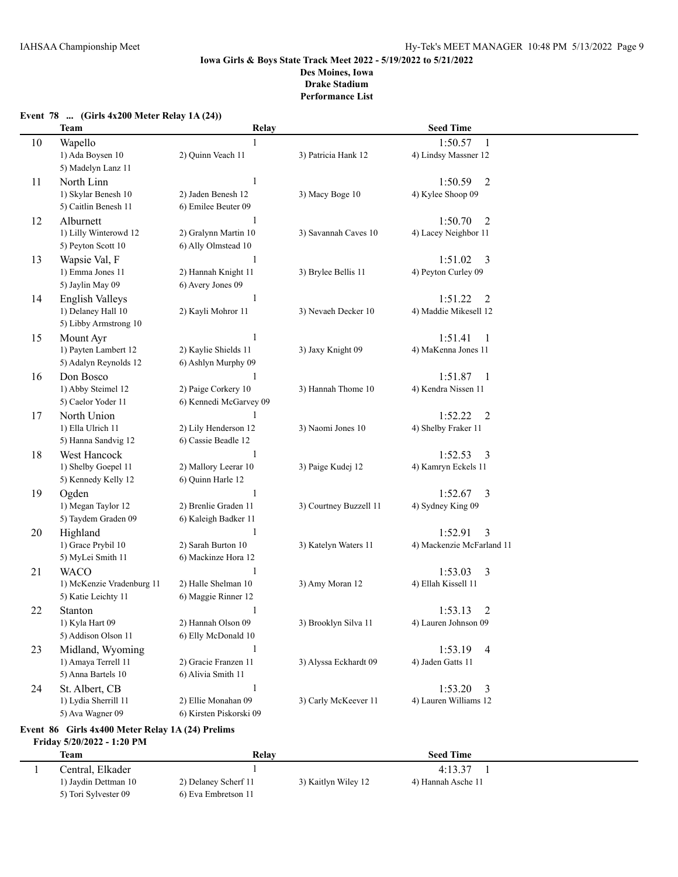**Iowa Girls & Boys State Track Meet 2022 - 5/19/2022 to 5/21/2022**
**Des Moines, Iowa**
**Drake Stadium**
**Performance List**

**Event 78 ... (Girls 4x200 Meter Relay 1A (24))**

| | Team | Relay | | Seed Time |
|---|---|---|---|---|
| 10 | Wapello | 1 | | 1:50.57 1 |
| | 1) Ada Boysen 10 | 2) Quinn Veach 11 | 3) Patricia Hank 12 | 4) Lindsy Massner 12 |
| | 5) Madelyn Lanz 11 | | | |
| 11 | North Linn | 1 | | 1:50.59 2 |
| | 1) Skylar Benesh 10 | 2) Jaden Benesh 12 | 3) Macy Boge 10 | 4) Kylee Shoop 09 |
| | 5) Caitlin Benesh 11 | 6) Emilee Beuter 09 | | |
| 12 | Alburnett | 1 | | 1:50.70 2 |
| | 1) Lilly Winterowd 12 | 2) Gralynn Martin 10 | 3) Savannah Caves 10 | 4) Lacey Neighbor 11 |
| | 5) Peyton Scott 10 | 6) Ally Olmstead 10 | | |
| 13 | Wapsie Val, F | 1 | | 1:51.02 3 |
| | 1) Emma Jones 11 | 2) Hannah Knight 11 | 3) Brylee Bellis 11 | 4) Peyton Curley 09 |
| | 5) Jaylin May 09 | 6) Avery Jones 09 | | |
| 14 | English Valleys | 1 | | 1:51.22 2 |
| | 1) Delaney Hall 10 | 2) Kayli Mohror 11 | 3) Nevaeh Decker 10 | 4) Maddie Mikesell 12 |
| | 5) Libby Armstrong 10 | | | |
| 15 | Mount Ayr | 1 | | 1:51.41 1 |
| | 1) Payten Lambert 12 | 2) Kaylie Shields 11 | 3) Jaxy Knight 09 | 4) MaKenna Jones 11 |
| | 5) Adalyn Reynolds 12 | 6) Ashlyn Murphy 09 | | |
| 16 | Don Bosco | 1 | | 1:51.87 1 |
| | 1) Abby Steimel 12 | 2) Paige Corkery 10 | 3) Hannah Thome 10 | 4) Kendra Nissen 11 |
| | 5) Caelor Yoder 11 | 6) Kennedi McGarvey 09 | | |
| 17 | North Union | 1 | | 1:52.22 2 |
| | 1) Ella Ulrich 11 | 2) Lily Henderson 12 | 3) Naomi Jones 10 | 4) Shelby Fraker 11 |
| | 5) Hanna Sandvig 12 | 6) Cassie Beadle 12 | | |
| 18 | West Hancock | 1 | | 1:52.53 3 |
| | 1) Shelby Goepel 11 | 2) Mallory Leerar 10 | 3) Paige Kudej 12 | 4) Kamryn Eckels 11 |
| | 5) Kennedy Kelly 12 | 6) Quinn Harle 12 | | |
| 19 | Ogden | 1 | | 1:52.67 3 |
| | 1) Megan Taylor 12 | 2) Brenlie Graden 11 | 3) Courtney Buzzell 11 | 4) Sydney King 09 |
| | 5) Taydem Graden 09 | 6) Kaleigh Badker 11 | | |
| 20 | Highland | 1 | | 1:52.91 3 |
| | 1) Grace Prybil 10 | 2) Sarah Burton 10 | 3) Katelyn Waters 11 | 4) Mackenzie McFarland 11 |
| | 5) MyLei Smith 11 | 6) Mackinze Hora 12 | | |
| 21 | WACO | 1 | | 1:53.03 3 |
| | 1) McKenzie Vradenburg 11 | 2) Halle Shelman 10 | 3) Amy Moran 12 | 4) Ellah Kissell 11 |
| | 5) Katie Leichty 11 | 6) Maggie Rinner 12 | | |
| 22 | Stanton | 1 | | 1:53.13 2 |
| | 1) Kyla Hart 09 | 2) Hannah Olson 09 | 3) Brooklyn Silva 11 | 4) Lauren Johnson 09 |
| | 5) Addison Olson 11 | 6) Elly McDonald 10 | | |
| 23 | Midland, Wyoming | 1 | | 1:53.19 4 |
| | 1) Amaya Terrell 11 | 2) Gracie Franzen 11 | 3) Alyssa Eckhardt 09 | 4) Jaden Gatts 11 |
| | 5) Anna Bartels 10 | 6) Alivia Smith 11 | | |
| 24 | St. Albert, CB | 1 | | 1:53.20 3 |
| | 1) Lydia Sherrill 11 | 2) Ellie Monahan 09 | 3) Carly McKeever 11 | 4) Lauren Williams 12 |
| | 5) Ava Wagner 09 | 6) Kirsten Piskorski 09 | | |

**Event 86 Girls 4x400 Meter Relay 1A (24) Prelims**
**Friday 5/20/2022 - 1:20 PM**

| | Team | Relay | | Seed Time |
|---|---|---|---|---|
| 1 | Central, Elkader | 1 | | 4:13.37 1 |
| | 1) Jaydin Dettman 10 | 2) Delaney Scherf 11 | 3) Kaitlyn Wiley 12 | 4) Hannah Asche 11 |
| | 5) Tori Sylvester 09 | 6) Eva Embretson 11 | | |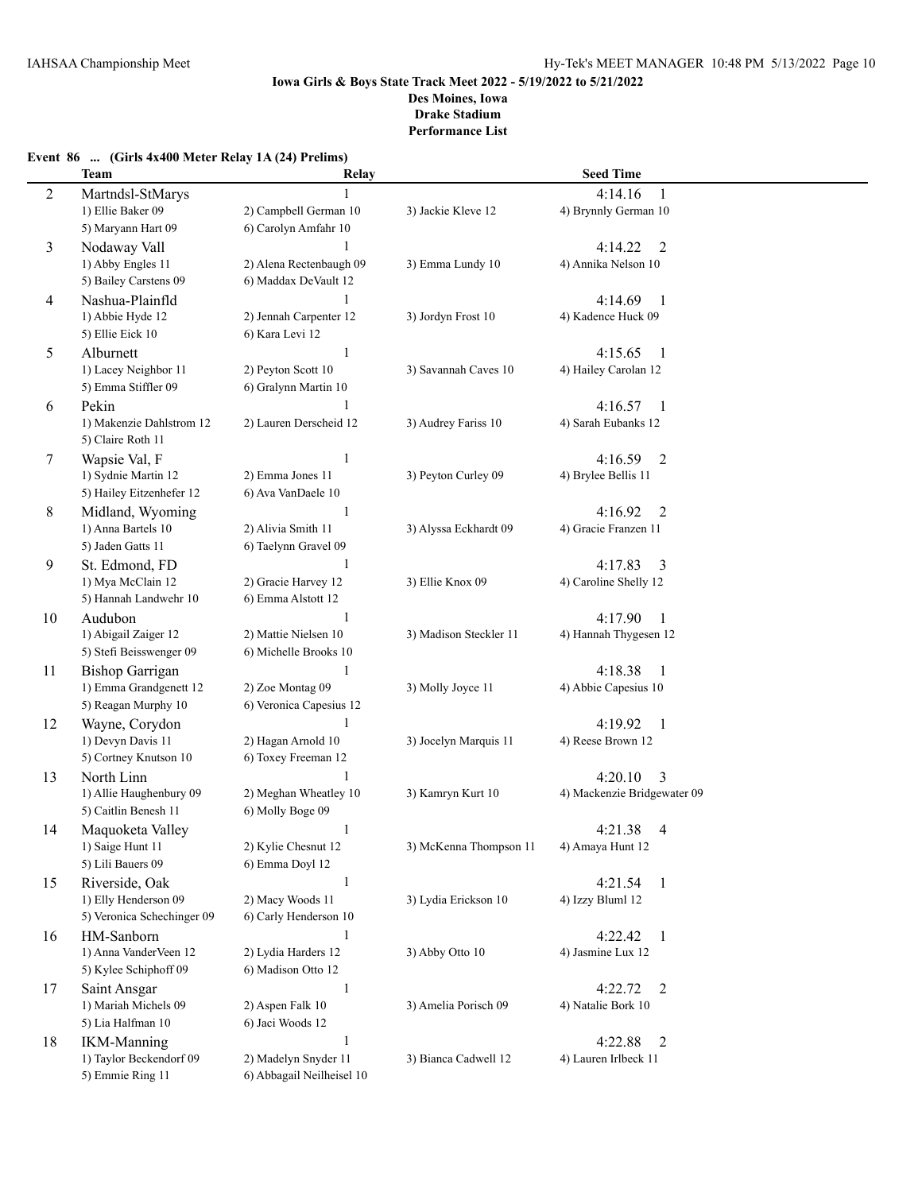**Iowa Girls & Boys State Track Meet 2022 - 5/19/2022 to 5/21/2022**
**Des Moines, Iowa**
**Drake Stadium**
**Performance List**

**Event 86 ... (Girls 4x400 Meter Relay 1A (24) Prelims)**

| | Team | Relay | | Seed Time |
|---|---|---|---|---|
| 2 | Martndsl-StMarys | 1 | | 4:14.16 1 |
| | 1) Ellie Baker 09 | 2) Campbell German 10 | 3) Jackie Kleve 12 | 4) Brynnly German 10 |
| | 5) Maryann Hart 09 | 6) Carolyn Amfahr 10 | | |
| 3 | Nodaway Vall | 1 | | 4:14.22 2 |
| | 1) Abby Engles 11 | 2) Alena Rectenbaugh 09 | 3) Emma Lundy 10 | 4) Annika Nelson 10 |
| | 5) Bailey Carstens 09 | 6) Maddax DeVault 12 | | |
| 4 | Nashua-Plainfld | 1 | | 4:14.69 1 |
| | 1) Abbie Hyde 12 | 2) Jennah Carpenter 12 | 3) Jordyn Frost 10 | 4) Kadence Huck 09 |
| | 5) Ellie Eick 10 | 6) Kara Levi 12 | | |
| 5 | Alburnett | 1 | | 4:15.65 1 |
| | 1) Lacey Neighbor 11 | 2) Peyton Scott 10 | 3) Savannah Caves 10 | 4) Hailey Carolan 12 |
| | 5) Emma Stiffler 09 | 6) Gralynn Martin 10 | | |
| 6 | Pekin | 1 | | 4:16.57 1 |
| | 1) Makenzie Dahlstrom 12 | 2) Lauren Derscheid 12 | 3) Audrey Fariss 10 | 4) Sarah Eubanks 12 |
| | 5) Claire Roth 11 | | | |
| 7 | Wapsie Val, F | 1 | | 4:16.59 2 |
| | 1) Sydnie Martin 12 | 2) Emma Jones 11 | 3) Peyton Curley 09 | 4) Brylee Bellis 11 |
| | 5) Hailey Eitzenhefer 12 | 6) Ava VanDaele 10 | | |
| 8 | Midland, Wyoming | 1 | | 4:16.92 2 |
| | 1) Anna Bartels 10 | 2) Alivia Smith 11 | 3) Alyssa Eckhardt 09 | 4) Gracie Franzen 11 |
| | 5) Jaden Gatts 11 | 6) Taelynn Gravel 09 | | |
| 9 | St. Edmond, FD | 1 | | 4:17.83 3 |
| | 1) Mya McClain 12 | 2) Gracie Harvey 12 | 3) Ellie Knox 09 | 4) Caroline Shelly 12 |
| | 5) Hannah Landwehr 10 | 6) Emma Alstott 12 | | |
| 10 | Audubon | 1 | | 4:17.90 1 |
| | 1) Abigail Zaiger 12 | 2) Mattie Nielsen 10 | 3) Madison Steckler 11 | 4) Hannah Thygesen 12 |
| | 5) Stefi Beisswenger 09 | 6) Michelle Brooks 10 | | |
| 11 | Bishop Garrigan | 1 | | 4:18.38 1 |
| | 1) Emma Grandgenett 12 | 2) Zoe Montag 09 | 3) Molly Joyce 11 | 4) Abbie Capesius 10 |
| | 5) Reagan Murphy 10 | 6) Veronica Capesius 12 | | |
| 12 | Wayne, Corydon | 1 | | 4:19.92 1 |
| | 1) Devyn Davis 11 | 2) Hagan Arnold 10 | 3) Jocelyn Marquis 11 | 4) Reese Brown 12 |
| | 5) Cortney Knutson 10 | 6) Toxey Freeman 12 | | |
| 13 | North Linn | 1 | | 4:20.10 3 |
| | 1) Allie Haughenbury 09 | 2) Meghan Wheatley 10 | 3) Kamryn Kurt 10 | 4) Mackenzie Bridgewater 09 |
| | 5) Caitlin Benesh 11 | 6) Molly Boge 09 | | |
| 14 | Maquoketa Valley | 1 | | 4:21.38 4 |
| | 1) Saige Hunt 11 | 2) Kylie Chesnut 12 | 3) McKenna Thompson 11 | 4) Amaya Hunt 12 |
| | 5) Lili Bauers 09 | 6) Emma Doyl 12 | | |
| 15 | Riverside, Oak | 1 | | 4:21.54 1 |
| | 1) Elly Henderson 09 | 2) Macy Woods 11 | 3) Lydia Erickson 10 | 4) Izzy Bluml 12 |
| | 5) Veronica Schechinger 09 | 6) Carly Henderson 10 | | |
| 16 | HM-Sanborn | 1 | | 4:22.42 1 |
| | 1) Anna VanderVeen 12 | 2) Lydia Harders 12 | 3) Abby Otto 10 | 4) Jasmine Lux 12 |
| | 5) Kylee Schiphoff 09 | 6) Madison Otto 12 | | |
| 17 | Saint Ansgar | 1 | | 4:22.72 2 |
| | 1) Mariah Michels 09 | 2) Aspen Falk 10 | 3) Amelia Porisch 09 | 4) Natalie Bork 10 |
| | 5) Lia Halfman 10 | 6) Jaci Woods 12 | | |
| 18 | IKM-Manning | 1 | | 4:22.88 2 |
| | 1) Taylor Beckendorf 09 | 2) Madelyn Snyder 11 | 3) Bianca Cadwell 12 | 4) Lauren Irlbeck 11 |
| | 5) Emmie Ring 11 | 6) Abbagail Neilheisel 10 | | |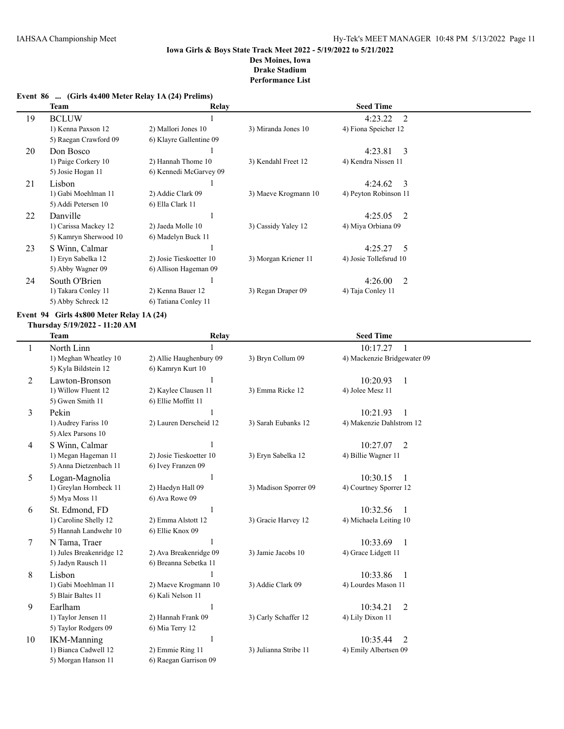**Iowa Girls & Boys State Track Meet 2022 - 5/19/2022 to 5/21/2022**
**Des Moines, Iowa**
**Drake Stadium**
**Performance List**

### Event 86 ... (Girls 4x400 Meter Relay 1A (24) Prelims)

| | Team | Relay | | Seed Time |
|---|---|---|---|---|
| 19 | BCLUW | 1 | | 4:23.22 2 |
| | 1) Kenna Paxson 12 | 2) Mallori Jones 10 | 3) Miranda Jones 10 | 4) Fiona Speicher 12 |
| | 5) Raegan Crawford 09 | 6) Klayre Gallentine 09 | | |
| 20 | Don Bosco | 1 | | 4:23.81 3 |
| | 1) Paige Corkery 10 | 2) Hannah Thome 10 | 3) Kendahl Freet 12 | 4) Kendra Nissen 11 |
| | 5) Josie Hogan 11 | 6) Kennedi McGarvey 09 | | |
| 21 | Lisbon | 1 | | 4:24.62 3 |
| | 1) Gabi Moehlman 11 | 2) Addie Clark 09 | 3) Maeve Krogmann 10 | 4) Peyton Robinson 11 |
| | 5) Addi Petersen 10 | 6) Ella Clark 11 | | |
| 22 | Danville | 1 | | 4:25.05 2 |
| | 1) Carissa Mackey 12 | 2) Jaeda Molle 10 | 3) Cassidy Yaley 12 | 4) Miya Orbiana 09 |
| | 5) Kamryn Sherwood 10 | 6) Madelyn Buck 11 | | |
| 23 | S Winn, Calmar | 1 | | 4:25.27 5 |
| | 1) Eryn Sabelka 12 | 2) Josie Tieskoetter 10 | 3) Morgan Kriener 11 | 4) Josie Tollefsrud 10 |
| | 5) Abby Wagner 09 | 6) Allison Hageman 09 | | |
| 24 | South O'Brien | 1 | | 4:26.00 2 |
| | 1) Takara Conley 11 | 2) Kenna Bauer 12 | 3) Regan Draper 09 | 4) Taja Conley 11 |
| | 5) Abby Schreck 12 | 6) Tatiana Conley 11 | | |

### Event 94 Girls 4x800 Meter Relay 1A (24)

**Thursday 5/19/2022 - 11:20 AM**

| | Team | Relay | | Seed Time |
|---|---|---|---|---|
| 1 | North Linn | 1 | | 10:17.27 1 |
| | 1) Meghan Wheatley 10 | 2) Allie Haughenbury 09 | 3) Bryn Collum 09 | 4) Mackenzie Bridgewater 09 |
| | 5) Kyla Bildstein 12 | 6) Kamryn Kurt 10 | | |
| 2 | Lawton-Bronson | 1 | | 10:20.93 1 |
| | 1) Willow Fluent 12 | 2) Kaylee Clausen 11 | 3) Emma Ricke 12 | 4) Jolee Mesz 11 |
| | 5) Gwen Smith 11 | 6) Ellie Moffitt 11 | | |
| 3 | Pekin | 1 | | 10:21.93 1 |
| | 1) Audrey Fariss 10 | 2) Lauren Derscheid 12 | 3) Sarah Eubanks 12 | 4) Makenzie Dahlstrom 12 |
| | 5) Alex Parsons 10 | | | |
| 4 | S Winn, Calmar | 1 | | 10:27.07 2 |
| | 1) Megan Hageman 11 | 2) Josie Tieskoetter 10 | 3) Eryn Sabelka 12 | 4) Billie Wagner 11 |
| | 5) Anna Dietzenbach 11 | 6) Ivey Franzen 09 | | |
| 5 | Logan-Magnolia | 1 | | 10:30.15 1 |
| | 1) Greylan Hornbeck 11 | 2) Haedyn Hall 09 | 3) Madison Sporrer 09 | 4) Courtney Sporrer 12 |
| | 5) Mya Moss 11 | 6) Ava Rowe 09 | | |
| 6 | St. Edmond, FD | 1 | | 10:32.56 1 |
| | 1) Caroline Shelly 12 | 2) Emma Alstott 12 | 3) Gracie Harvey 12 | 4) Michaela Leiting 10 |
| | 5) Hannah Landwehr 10 | 6) Ellie Knox 09 | | |
| 7 | N Tama, Traer | 1 | | 10:33.69 1 |
| | 1) Jules Breakenridge 12 | 2) Ava Breakenridge 09 | 3) Jamie Jacobs 10 | 4) Grace Lidgett 11 |
| | 5) Jadyn Rausch 11 | 6) Breanna Sebetka 11 | | |
| 8 | Lisbon | 1 | | 10:33.86 1 |
| | 1) Gabi Moehlman 11 | 2) Maeve Krogmann 10 | 3) Addie Clark 09 | 4) Lourdes Mason 11 |
| | 5) Blair Baltes 11 | 6) Kali Nelson 11 | | |
| 9 | Earlham | 1 | | 10:34.21 2 |
| | 1) Taylor Jensen 11 | 2) Hannah Frank 09 | 3) Carly Schaffer 12 | 4) Lily Dixon 11 |
| | 5) Taylor Rodgers 09 | 6) Mia Terry 12 | | |
| 10 | IKM-Manning | 1 | | 10:35.44 2 |
| | 1) Bianca Cadwell 12 | 2) Emmie Ring 11 | 3) Julianna Stribe 11 | 4) Emily Albertsen 09 |
| | 5) Morgan Hanson 11 | 6) Raegan Garrison 09 | | |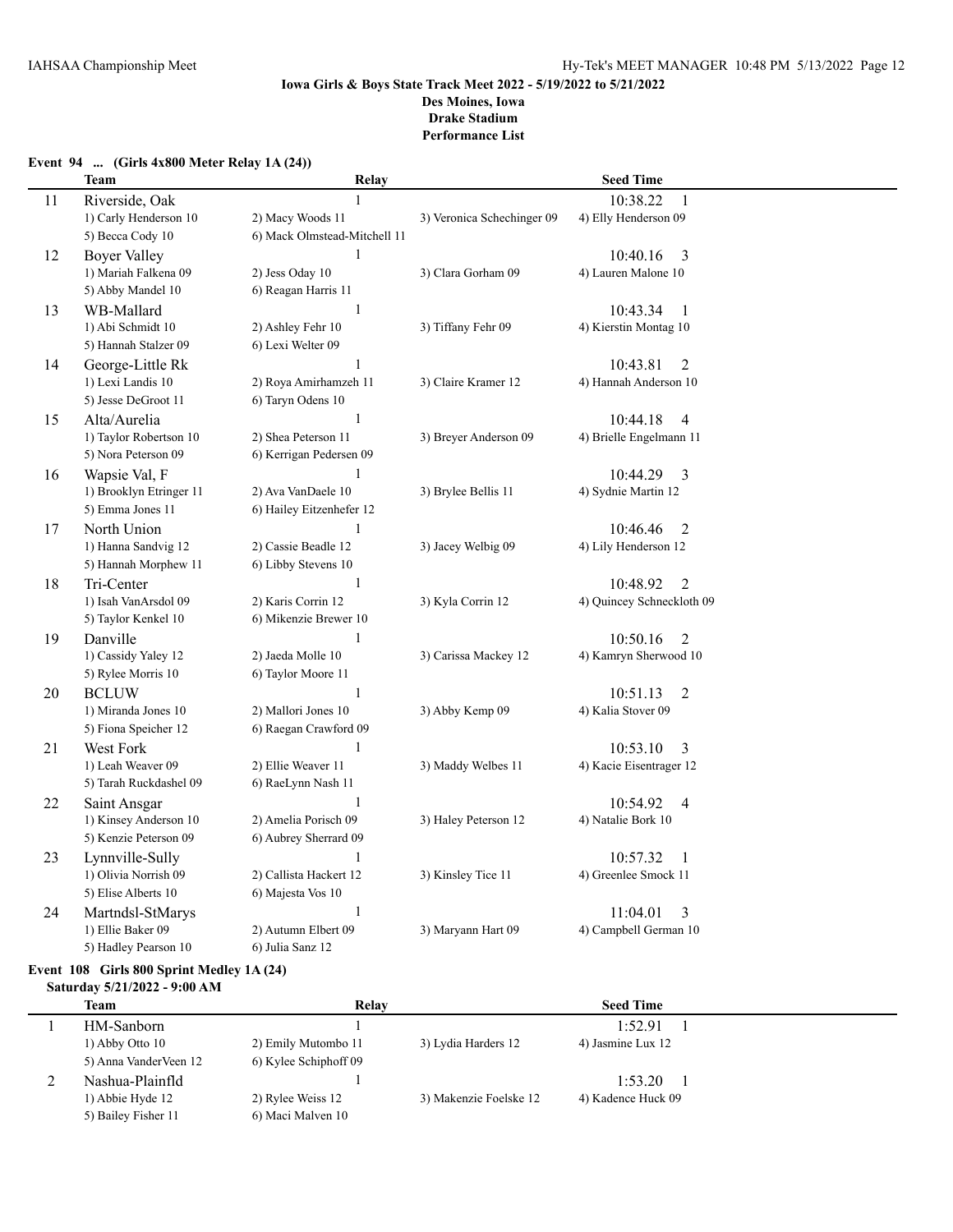Iowa Girls & Boys State Track Meet 2022 - 5/19/2022 to 5/21/2022
Des Moines, Iowa
Drake Stadium
Performance List

**Event 94 ... (Girls 4x800 Meter Relay 1A (24))**

| | Team | Relay | | Seed Time |
|---|---|---|---|---|
| 11 | Riverside, Oak | 1 | | 10:38.22 1 |
| | 1) Carly Henderson 10 | 2) Macy Woods 11 | 3) Veronica Schechinger 09 | 4) Elly Henderson 09 |
| | 5) Becca Cody 10 | 6) Mack Olmstead-Mitchell 11 | | |
| 12 | Boyer Valley | 1 | | 10:40.16 3 |
| | 1) Mariah Falkena 09 | 2) Jess Oday 10 | 3) Clara Gorham 09 | 4) Lauren Malone 10 |
| | 5) Abby Mandel 10 | 6) Reagan Harris 11 | | |
| 13 | WB-Mallard | 1 | | 10:43.34 1 |
| | 1) Abi Schmidt 10 | 2) Ashley Fehr 10 | 3) Tiffany Fehr 09 | 4) Kierstin Montag 10 |
| | 5) Hannah Stalzer 09 | 6) Lexi Welter 09 | | |
| 14 | George-Little Rk | 1 | | 10:43.81 2 |
| | 1) Lexi Landis 10 | 2) Roya Amirhamzeh 11 | 3) Claire Kramer 12 | 4) Hannah Anderson 10 |
| | 5) Jesse DeGroot 11 | 6) Taryn Odens 10 | | |
| 15 | Alta/Aurelia | 1 | | 10:44.18 4 |
| | 1) Taylor Robertson 10 | 2) Shea Peterson 11 | 3) Breyer Anderson 09 | 4) Brielle Engelmann 11 |
| | 5) Nora Peterson 09 | 6) Kerrigan Pedersen 09 | | |
| 16 | Wapsie Val, F | 1 | | 10:44.29 3 |
| | 1) Brooklyn Etringer 11 | 2) Ava VanDaele 10 | 3) Brylee Bellis 11 | 4) Sydnie Martin 12 |
| | 5) Emma Jones 11 | 6) Hailey Eitzenhefer 12 | | |
| 17 | North Union | 1 | | 10:46.46 2 |
| | 1) Hanna Sandvig 12 | 2) Cassie Beadle 12 | 3) Jacey Welbig 09 | 4) Lily Henderson 12 |
| | 5) Hannah Morphew 11 | 6) Libby Stevens 10 | | |
| 18 | Tri-Center | 1 | | 10:48.92 2 |
| | 1) Isah VanArsdol 09 | 2) Karis Corrin 12 | 3) Kyla Corrin 12 | 4) Quincey Schneckloth 09 |
| | 5) Taylor Kenkel 10 | 6) Mikenzie Brewer 10 | | |
| 19 | Danville | 1 | | 10:50.16 2 |
| | 1) Cassidy Yaley 12 | 2) Jaeda Molle 10 | 3) Carissa Mackey 12 | 4) Kamryn Sherwood 10 |
| | 5) Rylee Morris 10 | 6) Taylor Moore 11 | | |
| 20 | BCLUW | 1 | | 10:51.13 2 |
| | 1) Miranda Jones 10 | 2) Mallori Jones 10 | 3) Abby Kemp 09 | 4) Kalia Stover 09 |
| | 5) Fiona Speicher 12 | 6) Raegan Crawford 09 | | |
| 21 | West Fork | 1 | | 10:53.10 3 |
| | 1) Leah Weaver 09 | 2) Ellie Weaver 11 | 3) Maddy Welbes 11 | 4) Kacie Eisentrager 12 |
| | 5) Tarah Ruckdashel 09 | 6) RaeLynn Nash 11 | | |
| 22 | Saint Ansgar | 1 | | 10:54.92 4 |
| | 1) Kinsey Anderson 10 | 2) Amelia Porisch 09 | 3) Haley Peterson 12 | 4) Natalie Bork 10 |
| | 5) Kenzie Peterson 09 | 6) Aubrey Sherrard 09 | | |
| 23 | Lynnville-Sully | 1 | | 10:57.32 1 |
| | 1) Olivia Norrish 09 | 2) Callista Hackert 12 | 3) Kinsley Tice 11 | 4) Greenlee Smock 11 |
| | 5) Elise Alberts 10 | 6) Majesta Vos 10 | | |
| 24 | Martndsl-StMarys | 1 | | 11:04.01 3 |
| | 1) Ellie Baker 09 | 2) Autumn Elbert 09 | 3) Maryann Hart 09 | 4) Campbell German 10 |
| | 5) Hadley Pearson 10 | 6) Julia Sanz 12 | | |

**Event 108 Girls 800 Sprint Medley 1A (24)**

**Saturday 5/21/2022 - 9:00 AM**

| | Team | Relay | | Seed Time |
|---|---|---|---|---|
| 1 | HM-Sanborn | 1 | | 1:52.91 1 |
| | 1) Abby Otto 10 | 2) Emily Mutombo 11 | 3) Lydia Harders 12 | 4) Jasmine Lux 12 |
| | 5) Anna VanderVeen 12 | 6) Kylee Schiphoff 09 | | |
| 2 | Nashua-Plainfld | 1 | | 1:53.20 1 |
| | 1) Abbie Hyde 12 | 2) Rylee Weiss 12 | 3) Makenzie Foelske 12 | 4) Kadence Huck 09 |
| | 5) Bailey Fisher 11 | 6) Maci Malven 10 | | |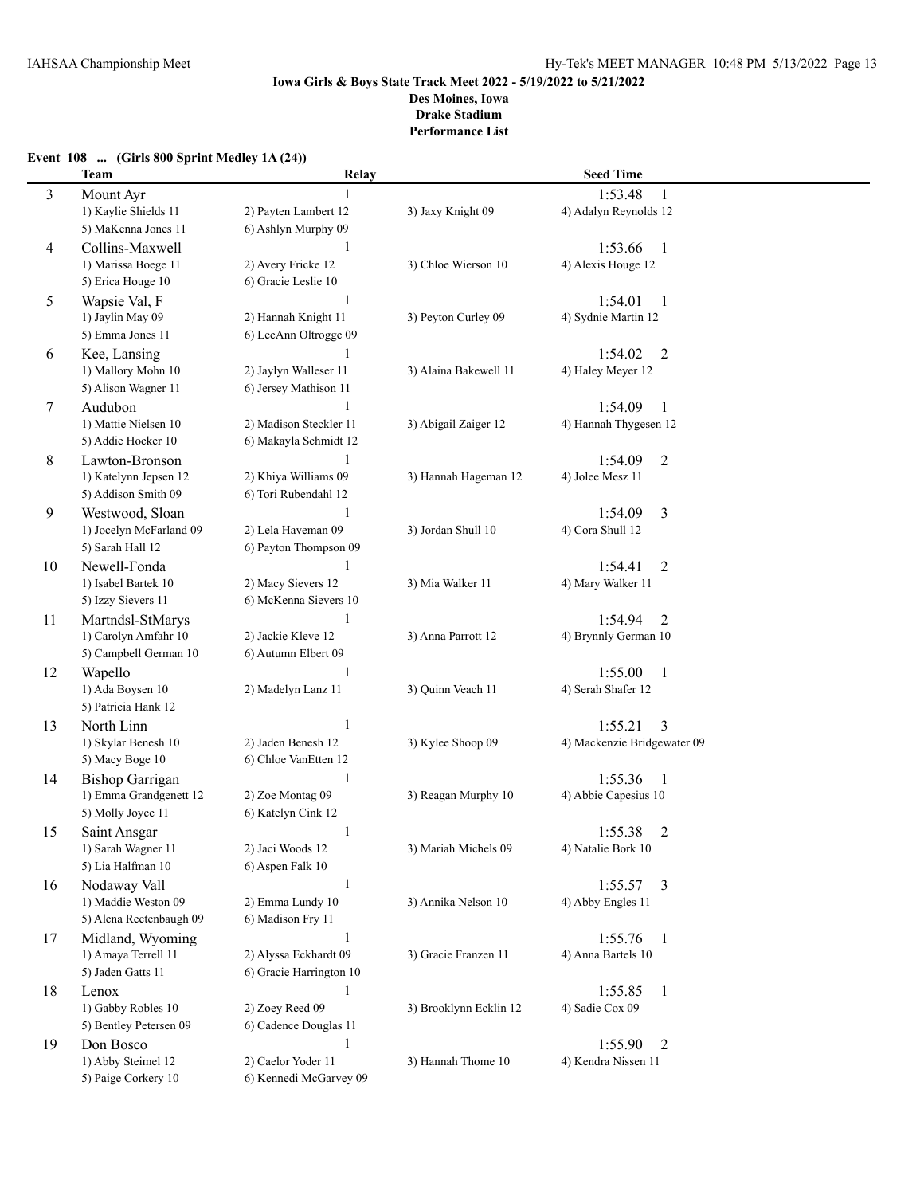**Iowa Girls & Boys State Track Meet 2022 - 5/19/2022 to 5/21/2022**
**Des Moines, Iowa**
**Drake Stadium**
**Performance List**

### Event 108 ... (Girls 800 Sprint Medley 1A (24))

| | Team | Relay | | Seed Time |
|---|---|---|---|---|
| 3 | Mount Ayr | 1 | | 1:53.48 1 |
| | 1) Kaylie Shields 11 | 2) Payten Lambert 12 | 3) Jaxy Knight 09 | 4) Adalyn Reynolds 12 |
| | 5) MaKenna Jones 11 | 6) Ashlyn Murphy 09 | | |
| 4 | Collins-Maxwell | 1 | | 1:53.66 1 |
| | 1) Marissa Boege 11 | 2) Avery Fricke 12 | 3) Chloe Wierson 10 | 4) Alexis Houge 12 |
| | 5) Erica Houge 10 | 6) Gracie Leslie 10 | | |
| 5 | Wapsie Val, F | 1 | | 1:54.01 1 |
| | 1) Jaylin May 09 | 2) Hannah Knight 11 | 3) Peyton Curley 09 | 4) Sydnie Martin 12 |
| | 5) Emma Jones 11 | 6) LeeAnn Oltrogge 09 | | |
| 6 | Kee, Lansing | 1 | | 1:54.02 2 |
| | 1) Mallory Mohn 10 | 2) Jaylyn Walleser 11 | 3) Alaina Bakewell 11 | 4) Haley Meyer 12 |
| | 5) Alison Wagner 11 | 6) Jersey Mathison 11 | | |
| 7 | Audubon | 1 | | 1:54.09 1 |
| | 1) Mattie Nielsen 10 | 2) Madison Steckler 11 | 3) Abigail Zaiger 12 | 4) Hannah Thygesen 12 |
| | 5) Addie Hocker 10 | 6) Makayla Schmidt 12 | | |
| 8 | Lawton-Bronson | 1 | | 1:54.09 2 |
| | 1) Katelynn Jepsen 12 | 2) Khiya Williams 09 | 3) Hannah Hageman 12 | 4) Jolee Mesz 11 |
| | 5) Addison Smith 09 | 6) Tori Rubendahl 12 | | |
| 9 | Westwood, Sloan | 1 | | 1:54.09 3 |
| | 1) Jocelyn McFarland 09 | 2) Lela Haveman 09 | 3) Jordan Shull 10 | 4) Cora Shull 12 |
| | 5) Sarah Hall 12 | 6) Payton Thompson 09 | | |
| 10 | Newell-Fonda | 1 | | 1:54.41 2 |
| | 1) Isabel Bartek 10 | 2) Macy Sievers 12 | 3) Mia Walker 11 | 4) Mary Walker 11 |
| | 5) Izzy Sievers 11 | 6) McKenna Sievers 10 | | |
| 11 | Martndsl-StMarys | 1 | | 1:54.94 2 |
| | 1) Carolyn Amfahr 10 | 2) Jackie Kleve 12 | 3) Anna Parrott 12 | 4) Brynnly German 10 |
| | 5) Campbell German 10 | 6) Autumn Elbert 09 | | |
| 12 | Wapello | 1 | | 1:55.00 1 |
| | 1) Ada Boysen 10 | 2) Madelyn Lanz 11 | 3) Quinn Veach 11 | 4) Serah Shafer 12 |
| | 5) Patricia Hank 12 | | | |
| 13 | North Linn | 1 | | 1:55.21 3 |
| | 1) Skylar Benesh 10 | 2) Jaden Benesh 12 | 3) Kylee Shoop 09 | 4) Mackenzie Bridgewater 09 |
| | 5) Macy Boge 10 | 6) Chloe VanEtten 12 | | |
| 14 | Bishop Garrigan | 1 | | 1:55.36 1 |
| | 1) Emma Grandgenett 12 | 2) Zoe Montag 09 | 3) Reagan Murphy 10 | 4) Abbie Capesius 10 |
| | 5) Molly Joyce 11 | 6) Katelyn Cink 12 | | |
| 15 | Saint Ansgar | 1 | | 1:55.38 2 |
| | 1) Sarah Wagner 11 | 2) Jaci Woods 12 | 3) Mariah Michels 09 | 4) Natalie Bork 10 |
| | 5) Lia Halfman 10 | 6) Aspen Falk 10 | | |
| 16 | Nodaway Vall | 1 | | 1:55.57 3 |
| | 1) Maddie Weston 09 | 2) Emma Lundy 10 | 3) Annika Nelson 10 | 4) Abby Engles 11 |
| | 5) Alena Rectenbaugh 09 | 6) Madison Fry 11 | | |
| 17 | Midland, Wyoming | 1 | | 1:55.76 1 |
| | 1) Amaya Terrell 11 | 2) Alyssa Eckhardt 09 | 3) Gracie Franzen 11 | 4) Anna Bartels 10 |
| | 5) Jaden Gatts 11 | 6) Gracie Harrington 10 | | |
| 18 | Lenox | 1 | | 1:55.85 1 |
| | 1) Gabby Robles 10 | 2) Zoey Reed 09 | 3) Brooklynn Ecklin 12 | 4) Sadie Cox 09 |
| | 5) Bentley Petersen 09 | 6) Cadence Douglas 11 | | |
| 19 | Don Bosco | 1 | | 1:55.90 2 |
| | 1) Abby Steimel 12 | 2) Caelor Yoder 11 | 3) Hannah Thome 10 | 4) Kendra Nissen 11 |
| | 5) Paige Corkery 10 | 6) Kennedi McGarvey 09 | | |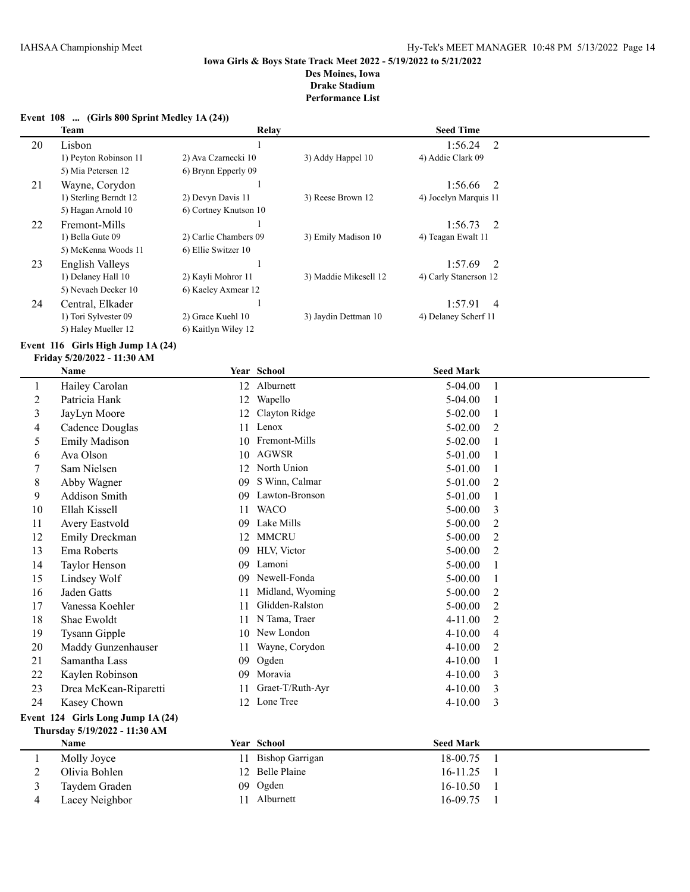**Iowa Girls & Boys State Track Meet 2022 - 5/19/2022 to 5/21/2022**
**Des Moines, Iowa**
**Drake Stadium**
**Performance List**

### Event 108 ... (Girls 800 Sprint Medley 1A (24))

| | Team | Relay | | Seed Time | |
|---|---|---|---|---|---|
| 20 | Lisbon | 1 | | 1:56.24 | 2 |
| | 1) Peyton Robinson 11 | 2) Ava Czarnecki 10 | 3) Addy Happel 10 | 4) Addie Clark 09 | |
| | 5) Mia Petersen 12 | 6) Brynn Epperly 09 | | | |
| 21 | Wayne, Corydon | 1 | | 1:56.66 | 2 |
| | 1) Sterling Berndt 12 | 2) Devyn Davis 11 | 3) Reese Brown 12 | 4) Jocelyn Marquis 11 | |
| | 5) Hagan Arnold 10 | 6) Cortney Knutson 10 | | | |
| 22 | Fremont-Mills | 1 | | 1:56.73 | 2 |
| | 1) Bella Gute 09 | 2) Carlie Chambers 09 | 3) Emily Madison 10 | 4) Teagan Ewalt 11 | |
| | 5) McKenna Woods 11 | 6) Ellie Switzer 10 | | | |
| 23 | English Valleys | 1 | | 1:57.69 | 2 |
| | 1) Delaney Hall 10 | 2) Kayli Mohror 11 | 3) Maddie Mikesell 12 | 4) Carly Stanerson 12 | |
| | 5) Nevaeh Decker 10 | 6) Kaeley Axmear 12 | | | |
| 24 | Central, Elkader | 1 | | 1:57.91 | 4 |
| | 1) Tori Sylvester 09 | 2) Grace Kuehl 10 | 3) Jaydin Dettman 10 | 4) Delaney Scherf 11 | |
| | 5) Haley Mueller 12 | 6) Kaitlyn Wiley 12 | | | |

### Event 116 Girls High Jump 1A (24)
**Friday 5/20/2022 - 11:30 AM**

| | Name | Year | School | Seed Mark | |
|---|---|---|---|---|---|
| 1 | Hailey Carolan | 12 | Alburnett | 5-04.00 | 1 |
| 2 | Patricia Hank | 12 | Wapello | 5-04.00 | 1 |
| 3 | JayLyn Moore | 12 | Clayton Ridge | 5-02.00 | 1 |
| 4 | Cadence Douglas | 11 | Lenox | 5-02.00 | 2 |
| 5 | Emily Madison | 10 | Fremont-Mills | 5-02.00 | 1 |
| 6 | Ava Olson | 10 | AGWSR | 5-01.00 | 1 |
| 7 | Sam Nielsen | 12 | North Union | 5-01.00 | 1 |
| 8 | Abby Wagner | 09 | S Winn, Calmar | 5-01.00 | 2 |
| 9 | Addison Smith | 09 | Lawton-Bronson | 5-01.00 | 1 |
| 10 | Ellah Kissell | 11 | WACO | 5-00.00 | 3 |
| 11 | Avery Eastvold | 09 | Lake Mills | 5-00.00 | 2 |
| 12 | Emily Dreckman | 12 | MMCRU | 5-00.00 | 2 |
| 13 | Ema Roberts | 09 | HLV, Victor | 5-00.00 | 2 |
| 14 | Taylor Henson | 09 | Lamoni | 5-00.00 | 1 |
| 15 | Lindsey Wolf | 09 | Newell-Fonda | 5-00.00 | 1 |
| 16 | Jaden Gatts | 11 | Midland, Wyoming | 5-00.00 | 2 |
| 17 | Vanessa Koehler | 11 | Glidden-Ralston | 5-00.00 | 2 |
| 18 | Shae Ewoldt | 11 | N Tama, Traer | 4-11.00 | 2 |
| 19 | Tysann Gipple | 10 | New London | 4-10.00 | 4 |
| 20 | Maddy Gunzenhauser | 11 | Wayne, Corydon | 4-10.00 | 2 |
| 21 | Samantha Lass | 09 | Ogden | 4-10.00 | 1 |
| 22 | Kaylen Robinson | 09 | Moravia | 4-10.00 | 3 |
| 23 | Drea McKean-Riparetti | 11 | Graet-T/Ruth-Ayr | 4-10.00 | 3 |
| 24 | Kasey Chown | 12 | Lone Tree | 4-10.00 | 3 |

### Event 124 Girls Long Jump 1A (24)
**Thursday 5/19/2022 - 11:30 AM**

| | Name | Year | School | Seed Mark | |
|---|---|---|---|---|---|
| 1 | Molly Joyce | 11 | Bishop Garrigan | 18-00.75 | 1 |
| 2 | Olivia Bohlen | 12 | Belle Plaine | 16-11.25 | 1 |
| 3 | Taydem Graden | 09 | Ogden | 16-10.50 | 1 |
| 4 | Lacey Neighbor | 11 | Alburnett | 16-09.75 | 1 |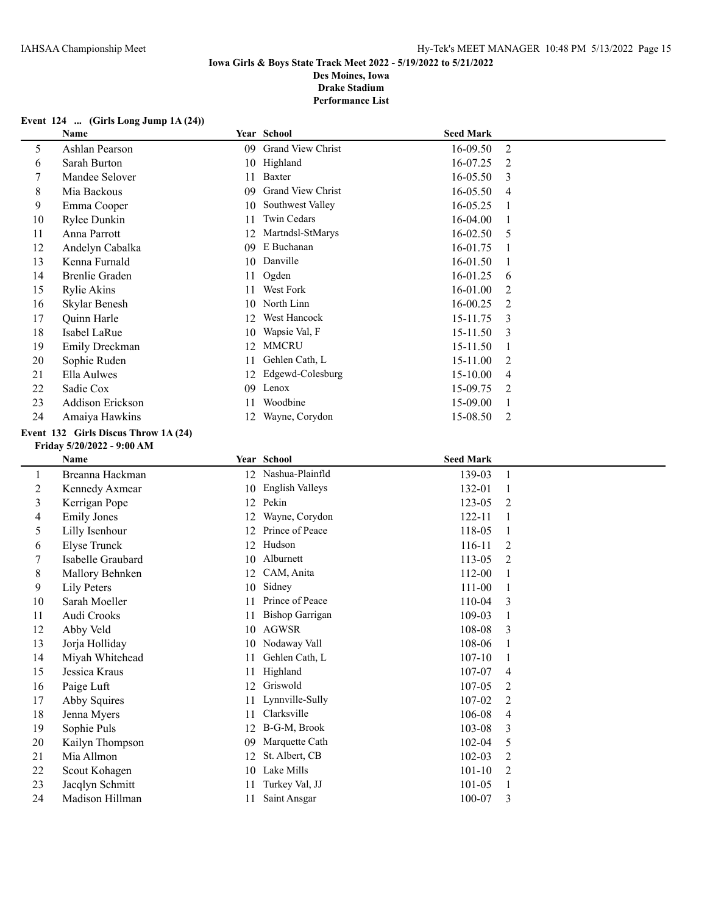**Iowa Girls & Boys State Track Meet 2022 - 5/19/2022 to 5/21/2022**
**Des Moines, Iowa**
**Drake Stadium**
**Performance List**

**Event 124 ... (Girls Long Jump 1A (24))**

| | Name | Year | School | Seed Mark | |
|---|---|---|---|---|---|
| 5 | Ashlan Pearson | 09 | Grand View Christ | 16-09.50 | 2 |
| 6 | Sarah Burton | 10 | Highland | 16-07.25 | 2 |
| 7 | Mandee Selover | 11 | Baxter | 16-05.50 | 3 |
| 8 | Mia Backous | 09 | Grand View Christ | 16-05.50 | 4 |
| 9 | Emma Cooper | 10 | Southwest Valley | 16-05.25 | 1 |
| 10 | Rylee Dunkin | 11 | Twin Cedars | 16-04.00 | 1 |
| 11 | Anna Parrott | 12 | Martndsl-StMarys | 16-02.50 | 5 |
| 12 | Andelyn Cabalka | 09 | E Buchanan | 16-01.75 | 1 |
| 13 | Kenna Furnald | 10 | Danville | 16-01.50 | 1 |
| 14 | Brenlie Graden | 11 | Ogden | 16-01.25 | 6 |
| 15 | Rylie Akins | 11 | West Fork | 16-01.00 | 2 |
| 16 | Skylar Benesh | 10 | North Linn | 16-00.25 | 2 |
| 17 | Quinn Harle | 12 | West Hancock | 15-11.75 | 3 |
| 18 | Isabel LaRue | 10 | Wapsie Val, F | 15-11.50 | 3 |
| 19 | Emily Dreckman | 12 | MMCRU | 15-11.50 | 1 |
| 20 | Sophie Ruden | 11 | Gehlen Cath, L | 15-11.00 | 2 |
| 21 | Ella Aulwes | 12 | Edgewd-Colesburg | 15-10.00 | 4 |
| 22 | Sadie Cox | 09 | Lenox | 15-09.75 | 2 |
| 23 | Addison Erickson | 11 | Woodbine | 15-09.00 | 1 |
| 24 | Amaiya Hawkins | 12 | Wayne, Corydon | 15-08.50 | 2 |

**Event 132 Girls Discus Throw 1A (24)**
**Friday 5/20/2022 - 9:00 AM**

| | Name | Year | School | Seed Mark | |
|---|---|---|---|---|---|
| 1 | Breanna Hackman | 12 | Nashua-Plainfld | 139-03 | 1 |
| 2 | Kennedy Axmear | 10 | English Valleys | 132-01 | 1 |
| 3 | Kerrigan Pope | 12 | Pekin | 123-05 | 2 |
| 4 | Emily Jones | 12 | Wayne, Corydon | 122-11 | 1 |
| 5 | Lilly Isenhour | 12 | Prince of Peace | 118-05 | 1 |
| 6 | Elyse Trunck | 12 | Hudson | 116-11 | 2 |
| 7 | Isabelle Graubard | 10 | Alburnett | 113-05 | 2 |
| 8 | Mallory Behnken | 12 | CAM, Anita | 112-00 | 1 |
| 9 | Lily Peters | 10 | Sidney | 111-00 | 1 |
| 10 | Sarah Moeller | 11 | Prince of Peace | 110-04 | 3 |
| 11 | Audi Crooks | 11 | Bishop Garrigan | 109-03 | 1 |
| 12 | Abby Veld | 10 | AGWSR | 108-08 | 3 |
| 13 | Jorja Holliday | 10 | Nodaway Vall | 108-06 | 1 |
| 14 | Miyah Whitehead | 11 | Gehlen Cath, L | 107-10 | 1 |
| 15 | Jessica Kraus | 11 | Highland | 107-07 | 4 |
| 16 | Paige Luft | 12 | Griswold | 107-05 | 2 |
| 17 | Abby Squires | 11 | Lynnville-Sully | 107-02 | 2 |
| 18 | Jenna Myers | 11 | Clarksville | 106-08 | 4 |
| 19 | Sophie Puls | 12 | B-G-M, Brook | 103-08 | 3 |
| 20 | Kailyn Thompson | 09 | Marquette Cath | 102-04 | 5 |
| 21 | Mia Allmon | 12 | St. Albert, CB | 102-03 | 2 |
| 22 | Scout Kohagen | 10 | Lake Mills | 101-10 | 2 |
| 23 | Jacqlyn Schmitt | 11 | Turkey Val, JJ | 101-05 | 1 |
| 24 | Madison Hillman | 11 | Saint Ansgar | 100-07 | 3 |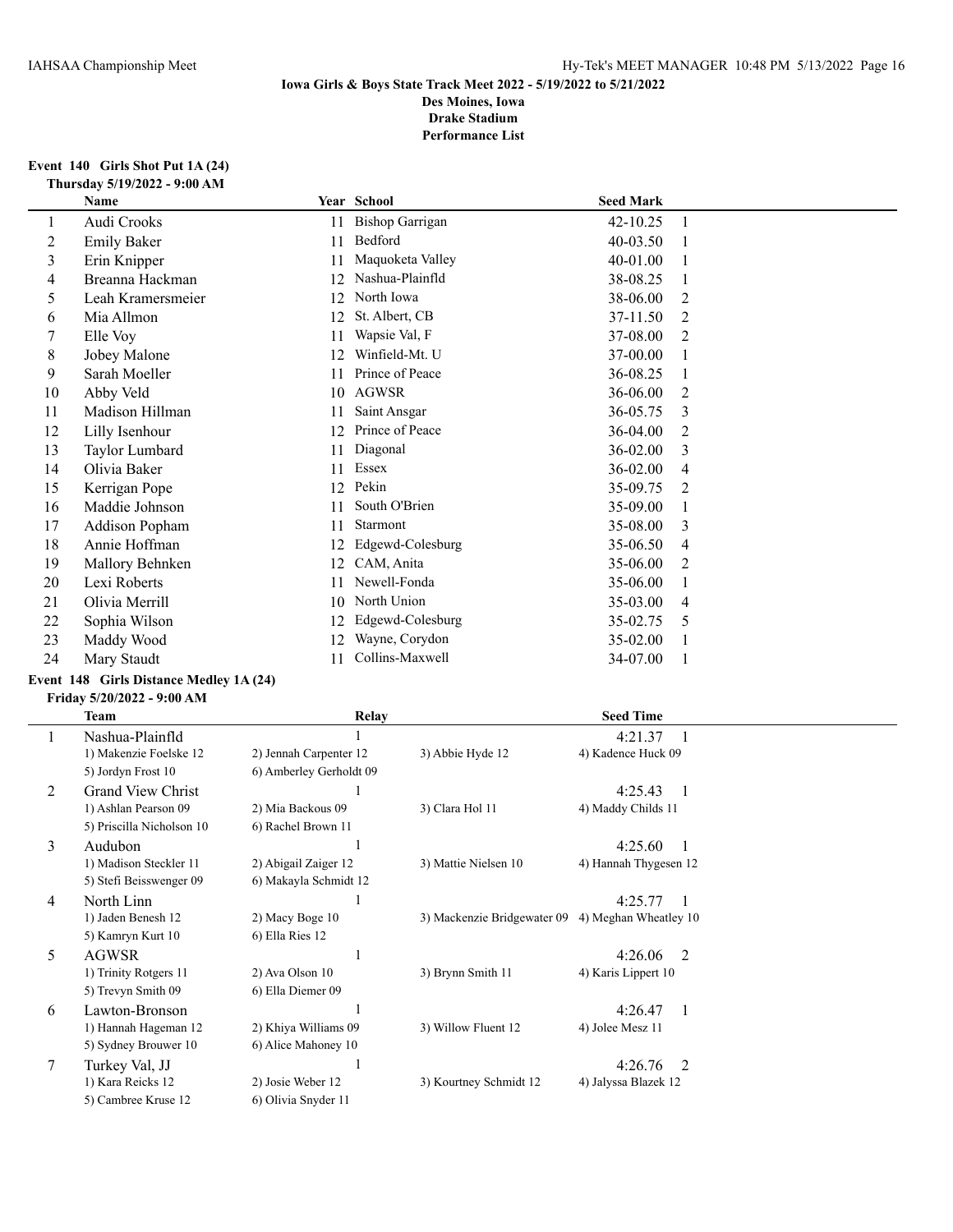**Iowa Girls & Boys State Track Meet 2022 - 5/19/2022 to 5/21/2022**
**Des Moines, Iowa**
**Drake Stadium**
**Performance List**

### Event 140 Girls Shot Put 1A (24)

**Thursday 5/19/2022 - 9:00 AM**

| | Name | Year | School | Seed Mark | |
|---|---|---|---|---|---|
| 1 | Audi Crooks | 11 | Bishop Garrigan | 42-10.25 | 1 |
| 2 | Emily Baker | 11 | Bedford | 40-03.50 | 1 |
| 3 | Erin Knipper | 11 | Maquoketa Valley | 40-01.00 | 1 |
| 4 | Breanna Hackman | 12 | Nashua-Plainfld | 38-08.25 | 1 |
| 5 | Leah Kramersmeier | 12 | North Iowa | 38-06.00 | 2 |
| 6 | Mia Allmon | 12 | St. Albert, CB | 37-11.50 | 2 |
| 7 | Elle Voy | 11 | Wapsie Val, F | 37-08.00 | 2 |
| 8 | Jobey Malone | 12 | Winfield-Mt. U | 37-00.00 | 1 |
| 9 | Sarah Moeller | 11 | Prince of Peace | 36-08.25 | 1 |
| 10 | Abby Veld | 10 | AGWSR | 36-06.00 | 2 |
| 11 | Madison Hillman | 11 | Saint Ansgar | 36-05.75 | 3 |
| 12 | Lilly Isenhour | 12 | Prince of Peace | 36-04.00 | 2 |
| 13 | Taylor Lumbard | 11 | Diagonal | 36-02.00 | 3 |
| 14 | Olivia Baker | 11 | Essex | 36-02.00 | 4 |
| 15 | Kerrigan Pope | 12 | Pekin | 35-09.75 | 2 |
| 16 | Maddie Johnson | 11 | South O'Brien | 35-09.00 | 1 |
| 17 | Addison Popham | 11 | Starmont | 35-08.00 | 3 |
| 18 | Annie Hoffman | 12 | Edgewd-Colesburg | 35-06.50 | 4 |
| 19 | Mallory Behnken | 12 | CAM, Anita | 35-06.00 | 2 |
| 20 | Lexi Roberts | 11 | Newell-Fonda | 35-06.00 | 1 |
| 21 | Olivia Merrill | 10 | North Union | 35-03.00 | 4 |
| 22 | Sophia Wilson | 12 | Edgewd-Colesburg | 35-02.75 | 5 |
| 23 | Maddy Wood | 12 | Wayne, Corydon | 35-02.00 | 1 |
| 24 | Mary Staudt | 11 | Collins-Maxwell | 34-07.00 | 1 |

### Event 148 Girls Distance Medley 1A (24)

**Friday 5/20/2022 - 9:00 AM**

| | Team | Relay | | Seed Time | |
|---|---|---|---|---|---|
| 1 | Nashua-Plainfld | 1 | | 4:21.37 | 1 |
| | 1) Makenzie Foelske 12 | 2) Jennah Carpenter 12 | 3) Abbie Hyde 12 | 4) Kadence Huck 09 | |
| | 5) Jordyn Frost 10 | 6) Amberley Gerholdt 09 | | | |
| 2 | Grand View Christ | 1 | | 4:25.43 | 1 |
| | 1) Ashlan Pearson 09 | 2) Mia Backous 09 | 3) Clara Hol 11 | 4) Maddy Childs 11 | |
| | 5) Priscilla Nicholson 10 | 6) Rachel Brown 11 | | | |
| 3 | Audubon | 1 | | 4:25.60 | 1 |
| | 1) Madison Steckler 11 | 2) Abigail Zaiger 12 | 3) Mattie Nielsen 10 | 4) Hannah Thygesen 12 | |
| | 5) Stefi Beisswenger 09 | 6) Makayla Schmidt 12 | | | |
| 4 | North Linn | 1 | | 4:25.77 | 1 |
| | 1) Jaden Benesh 12 | 2) Macy Boge 10 | 3) Mackenzie Bridgewater 09 | 4) Meghan Wheatley 10 | |
| | 5) Kamryn Kurt 10 | 6) Ella Ries 12 | | | |
| 5 | AGWSR | 1 | | 4:26.06 | 2 |
| | 1) Trinity Rotgers 11 | 2) Ava Olson 10 | 3) Brynn Smith 11 | 4) Karis Lippert 10 | |
| | 5) Trevyn Smith 09 | 6) Ella Diemer 09 | | | |
| 6 | Lawton-Bronson | 1 | | 4:26.47 | 1 |
| | 1) Hannah Hageman 12 | 2) Khiya Williams 09 | 3) Willow Fluent 12 | 4) Jolee Mesz 11 | |
| | 5) Sydney Brouwer 10 | 6) Alice Mahoney 10 | | | |
| 7 | Turkey Val, JJ | 1 | | 4:26.76 | 2 |
| | 1) Kara Reicks 12 | 2) Josie Weber 12 | 3) Kourtney Schmidt 12 | 4) Jalyssa Blazek 12 | |
| | 5) Cambree Kruse 12 | 6) Olivia Snyder 11 | | | |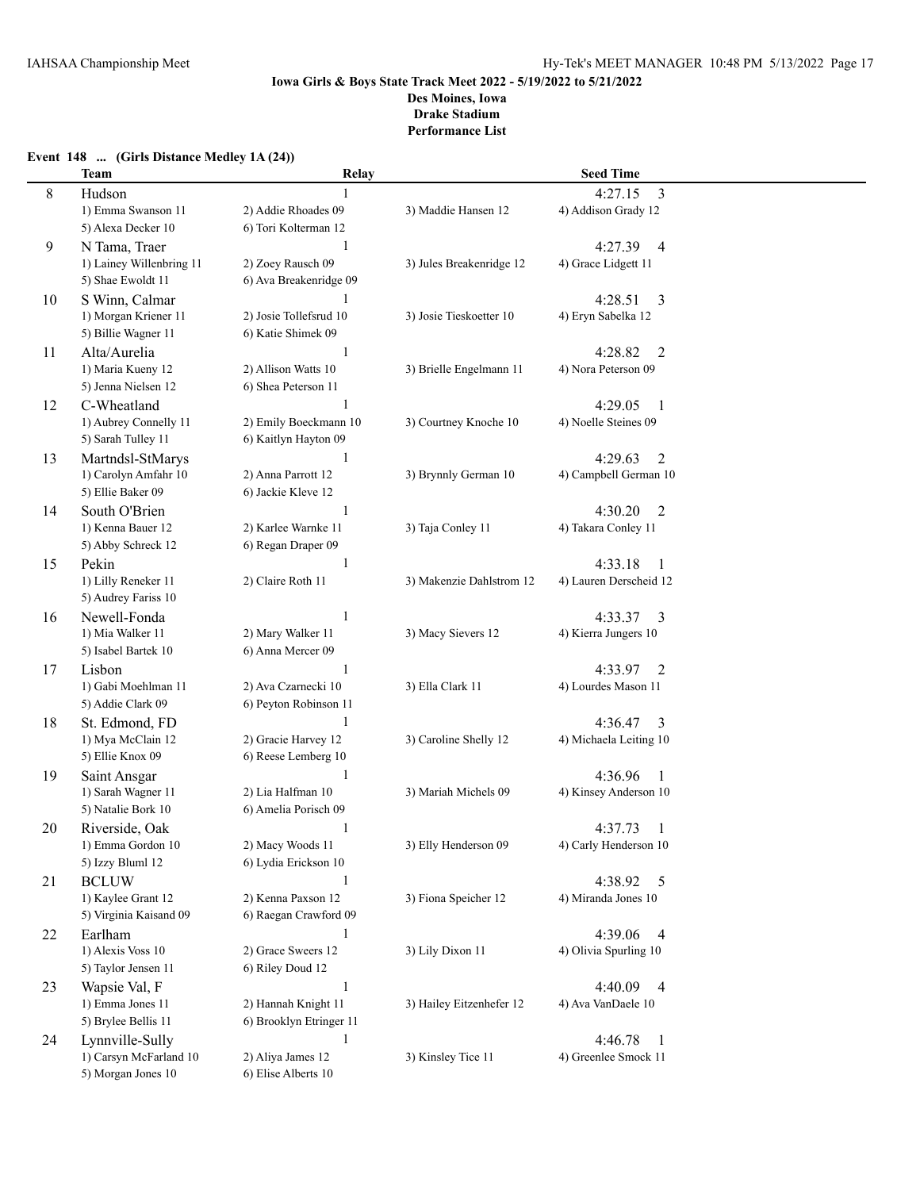**Iowa Girls & Boys State Track Meet 2022 - 5/19/2022 to 5/21/2022**
**Des Moines, Iowa**
**Drake Stadium**
**Performance List**

**Event 148 ... (Girls Distance Medley 1A (24))**

| | Team | Relay | | Seed Time |
|---|---|---|---|---|
| 8 | Hudson | 1 | | 4:27.15 3 |
| | 1) Emma Swanson 11 | 2) Addie Rhoades 09 | 3) Maddie Hansen 12 | 4) Addison Grady 12 |
| | 5) Alexa Decker 10 | 6) Tori Kolterman 12 | | |
| 9 | N Tama, Traer | 1 | | 4:27.39 4 |
| | 1) Lainey Willenbring 11 | 2) Zoey Rausch 09 | 3) Jules Breakenridge 12 | 4) Grace Lidgett 11 |
| | 5) Shae Ewoldt 11 | 6) Ava Breakenridge 09 | | |
| 10 | S Winn, Calmar | 1 | | 4:28.51 3 |
| | 1) Morgan Kriener 11 | 2) Josie Tollefsrud 10 | 3) Josie Tieskoetter 10 | 4) Eryn Sabelka 12 |
| | 5) Billie Wagner 11 | 6) Katie Shimek 09 | | |
| 11 | Alta/Aurelia | 1 | | 4:28.82 2 |
| | 1) Maria Kueny 12 | 2) Allison Watts 10 | 3) Brielle Engelmann 11 | 4) Nora Peterson 09 |
| | 5) Jenna Nielsen 12 | 6) Shea Peterson 11 | | |
| 12 | C-Wheatland | 1 | | 4:29.05 1 |
| | 1) Aubrey Connelly 11 | 2) Emily Boeckmann 10 | 3) Courtney Knoche 10 | 4) Noelle Steines 09 |
| | 5) Sarah Tulley 11 | 6) Kaitlyn Hayton 09 | | |
| 13 | Martndsl-StMarys | 1 | | 4:29.63 2 |
| | 1) Carolyn Amfahr 10 | 2) Anna Parrott 12 | 3) Brynnly German 10 | 4) Campbell German 10 |
| | 5) Ellie Baker 09 | 6) Jackie Kleve 12 | | |
| 14 | South O'Brien | 1 | | 4:30.20 2 |
| | 1) Kenna Bauer 12 | 2) Karlee Warnke 11 | 3) Taja Conley 11 | 4) Takara Conley 11 |
| | 5) Abby Schreck 12 | 6) Regan Draper 09 | | |
| 15 | Pekin | 1 | | 4:33.18 1 |
| | 1) Lilly Reneker 11 | 2) Claire Roth 11 | 3) Makenzie Dahlstrom 12 | 4) Lauren Derscheid 12 |
| | 5) Audrey Fariss 10 | | | |
| 16 | Newell-Fonda | 1 | | 4:33.37 3 |
| | 1) Mia Walker 11 | 2) Mary Walker 11 | 3) Macy Sievers 12 | 4) Kierra Jungers 10 |
| | 5) Isabel Bartek 10 | 6) Anna Mercer 09 | | |
| 17 | Lisbon | 1 | | 4:33.97 2 |
| | 1) Gabi Moehlman 11 | 2) Ava Czarnecki 10 | 3) Ella Clark 11 | 4) Lourdes Mason 11 |
| | 5) Addie Clark 09 | 6) Peyton Robinson 11 | | |
| 18 | St. Edmond, FD | 1 | | 4:36.47 3 |
| | 1) Mya McClain 12 | 2) Gracie Harvey 12 | 3) Caroline Shelly 12 | 4) Michaela Leiting 10 |
| | 5) Ellie Knox 09 | 6) Reese Lemberg 10 | | |
| 19 | Saint Ansgar | 1 | | 4:36.96 1 |
| | 1) Sarah Wagner 11 | 2) Lia Halfman 10 | 3) Mariah Michels 09 | 4) Kinsey Anderson 10 |
| | 5) Natalie Bork 10 | 6) Amelia Porisch 09 | | |
| 20 | Riverside, Oak | 1 | | 4:37.73 1 |
| | 1) Emma Gordon 10 | 2) Macy Woods 11 | 3) Elly Henderson 09 | 4) Carly Henderson 10 |
| | 5) Izzy Bluml 12 | 6) Lydia Erickson 10 | | |
| 21 | BCLUW | 1 | | 4:38.92 5 |
| | 1) Kaylee Grant 12 | 2) Kenna Paxson 12 | 3) Fiona Speicher 12 | 4) Miranda Jones 10 |
| | 5) Virginia Kaisand 09 | 6) Raegan Crawford 09 | | |
| 22 | Earlham | 1 | | 4:39.06 4 |
| | 1) Alexis Voss 10 | 2) Grace Sweers 12 | 3) Lily Dixon 11 | 4) Olivia Spurling 10 |
| | 5) Taylor Jensen 11 | 6) Riley Doud 12 | | |
| 23 | Wapsie Val, F | 1 | | 4:40.09 4 |
| | 1) Emma Jones 11 | 2) Hannah Knight 11 | 3) Hailey Eitzenhefer 12 | 4) Ava VanDaele 10 |
| | 5) Brylee Bellis 11 | 6) Brooklyn Etringer 11 | | |
| 24 | Lynnville-Sully | 1 | | 4:46.78 1 |
| | 1) Carsyn McFarland 10 | 2) Aliya James 12 | 3) Kinsley Tice 11 | 4) Greenlee Smock 11 |
| | 5) Morgan Jones 10 | 6) Elise Alberts 10 | | |